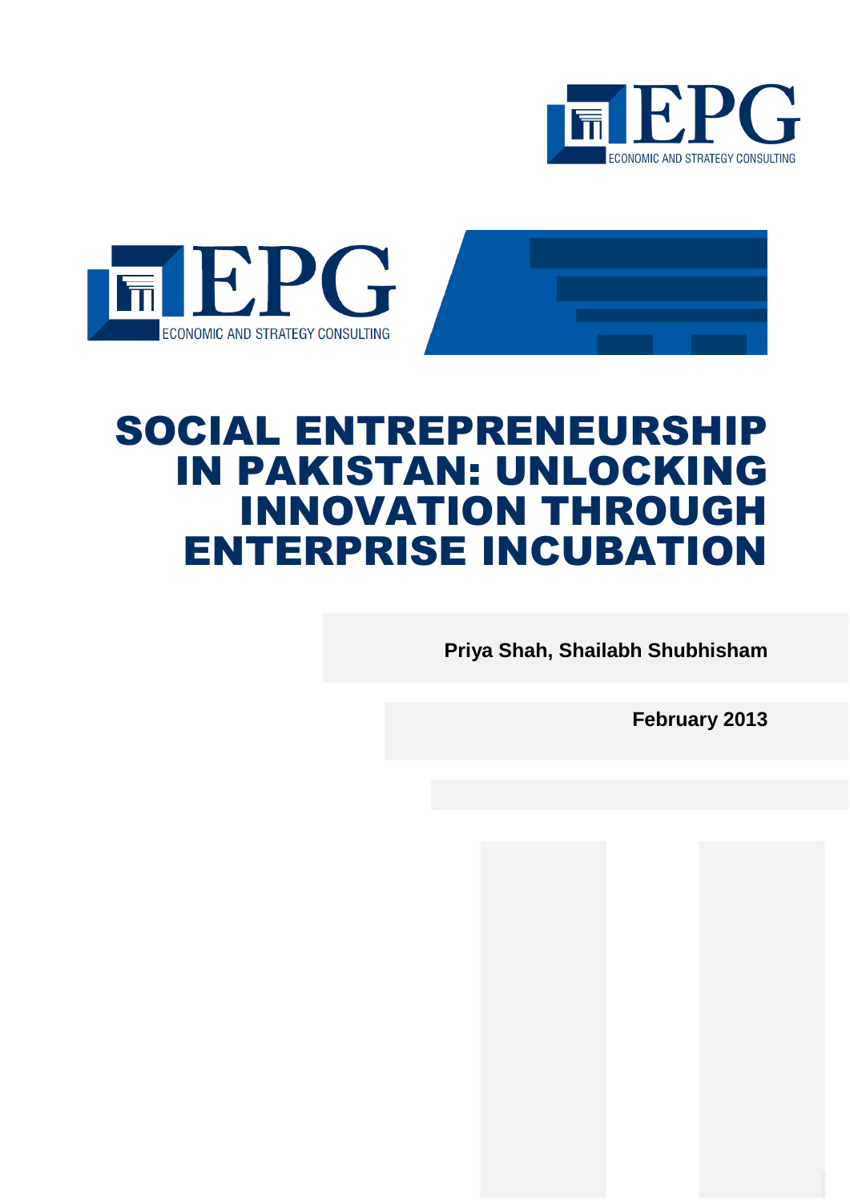# SOCIAL ENTREPRENEURSHIP IN PAKISTAN: UNLOCKING INNOVATION THROUGH ENTERPRISE INCUBATION

**Priya Shah, Shailabh Shubhisham**

**February 2013**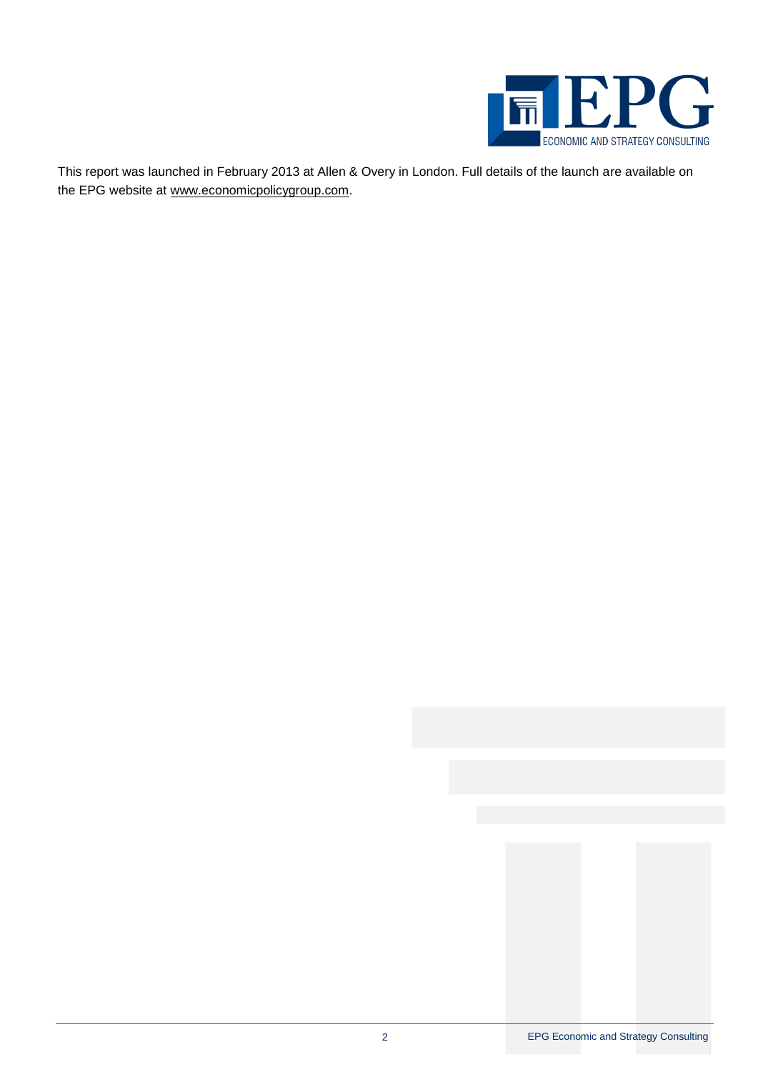This report was launched in February 2013 at Allen & Overy in London. Full details of the launch are available on the EPG website at www.economicpolicygroup.com.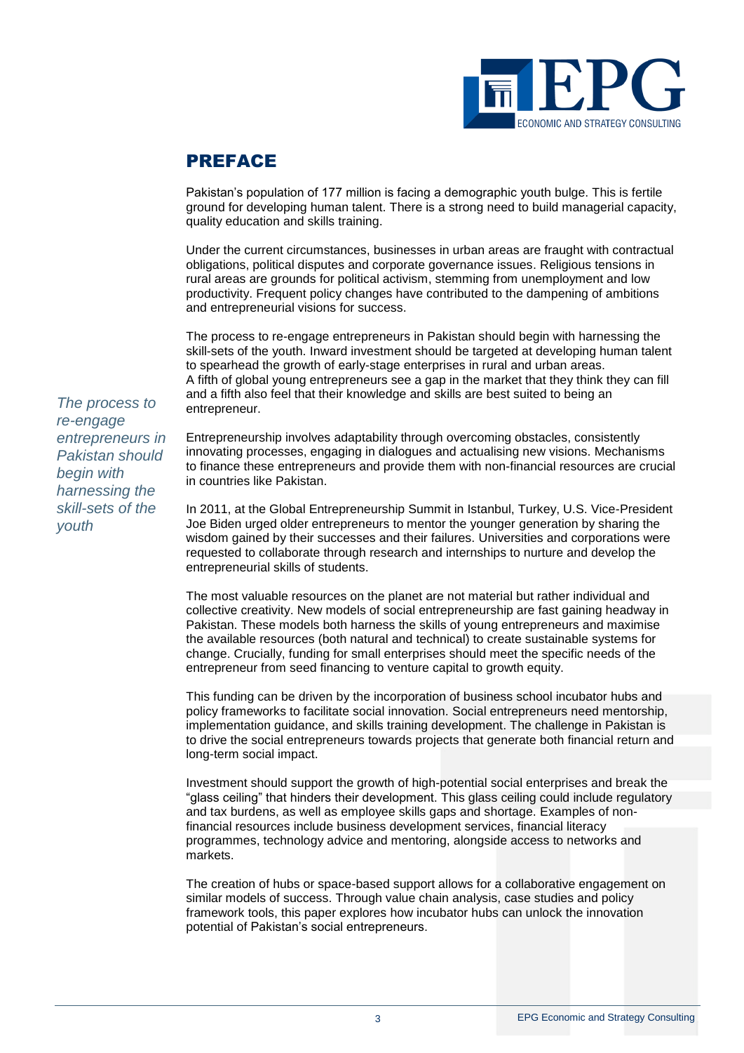# PREFACE

Pakistan's population of 177 million is facing a demographic youth bulge. This is fertile ground for developing human talent. There is a strong need to build managerial capacity, quality education and skills training.

Under the current circumstances, businesses in urban areas are fraught with contractual obligations, political disputes and corporate governance issues. Religious tensions in rural areas are grounds for political activism, stemming from unemployment and low productivity. Frequent policy changes have contributed to the dampening of ambitions and entrepreneurial visions for success.

The process to re-engage entrepreneurs in Pakistan should begin with harnessing the skill-sets of the youth. Inward investment should be targeted at developing human talent to spearhead the growth of early-stage enterprises in rural and urban areas. A fifth of global young entrepreneurs see a gap in the market that they think they can fill and a fifth also feel that their knowledge and skills are best suited to being an entrepreneur.

*The process to re-engage entrepreneurs in Pakistan should begin with harnessing the skill-sets of the youth*

Entrepreneurship involves adaptability through overcoming obstacles, consistently innovating processes, engaging in dialogues and actualising new visions. Mechanisms to finance these entrepreneurs and provide them with non-financial resources are crucial in countries like Pakistan.

In 2011, at the Global Entrepreneurship Summit in Istanbul, Turkey, U.S. Vice-President Joe Biden urged older entrepreneurs to mentor the younger generation by sharing the wisdom gained by their successes and their failures. Universities and corporations were requested to collaborate through research and internships to nurture and develop the entrepreneurial skills of students.

The most valuable resources on the planet are not material but rather individual and collective creativity. New models of social entrepreneurship are fast gaining headway in Pakistan. These models both harness the skills of young entrepreneurs and maximise the available resources (both natural and technical) to create sustainable systems for change. Crucially, funding for small enterprises should meet the specific needs of the entrepreneur from seed financing to venture capital to growth equity.

This funding can be driven by the incorporation of business school incubator hubs and policy frameworks to facilitate social innovation. Social entrepreneurs need mentorship, implementation guidance, and skills training development. The challenge in Pakistan is to drive the social entrepreneurs towards projects that generate both financial return and long-term social impact.

Investment should support the growth of high-potential social enterprises and break the "glass ceiling" that hinders their development. This glass ceiling could include regulatory and tax burdens, as well as employee skills gaps and shortage. Examples of non-financial resources include business development services, financial literacy programmes, technology advice and mentoring, alongside access to networks and markets.

The creation of hubs or space-based support allows for a collaborative engagement on similar models of success. Through value chain analysis, case studies and policy framework tools, this paper explores how incubator hubs can unlock the innovation potential of Pakistan's social entrepreneurs.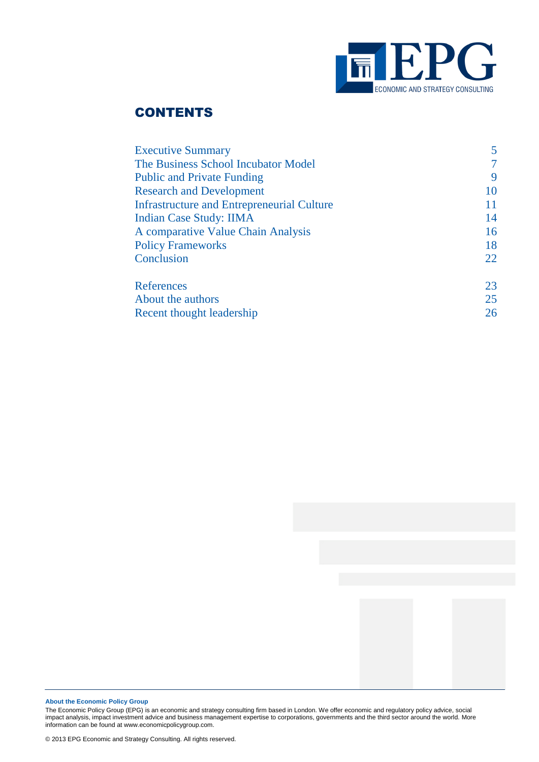## CONTENTS

| | |
|---|---|
| Executive Summary | 5 |
| The Business School Incubator Model | 7 |
| Public and Private Funding | 9 |
| Research and Development | 10 |
| Infrastructure and Entrepreneurial Culture | 11 |
| Indian Case Study: IIMA | 14 |
| A comparative Value Chain Analysis | 16 |
| Policy Frameworks | 18 |
| Conclusion | 22 |
| References | 23 |
| About the authors | 25 |
| Recent thought leadership | 26 |

**About the Economic Policy Group**

The Economic Policy Group (EPG) is an economic and strategy consulting firm based in London. We offer economic and regulatory policy advice, social impact analysis, impact investment advice and business management expertise to corporations, governments and the third sector around the world. More information can be found at www.economicpolicygroup.com.

© 2013 EPG Economic and Strategy Consulting. All rights reserved.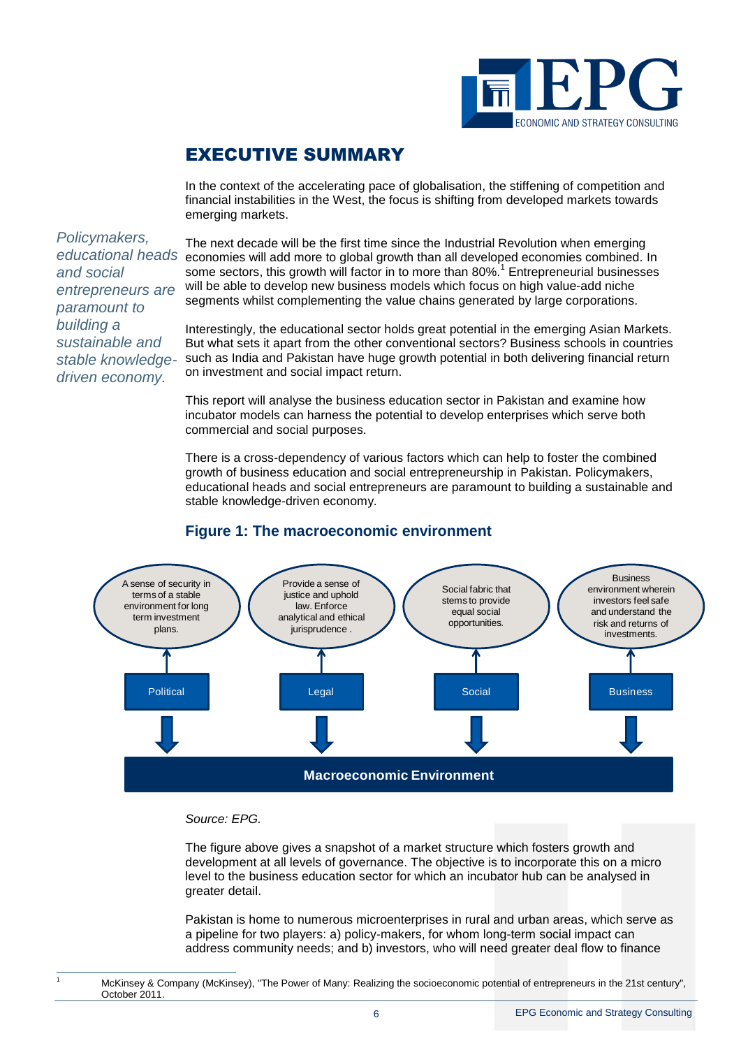# EXECUTIVE SUMMARY

In the context of the accelerating pace of globalisation, the stiffening of competition and financial instabilities in the West, the focus is shifting from developed markets towards emerging markets.

*Policymakers, educational heads and social entrepreneurs are paramount to building a sustainable and stable knowledge-driven economy.*

The next decade will be the first time since the Industrial Revolution when emerging economies will add more to global growth than all developed economies combined. In some sectors, this growth will factor in to more than 80%.[1] Entrepreneurial businesses will be able to develop new business models which focus on high value-add niche segments whilst complementing the value chains generated by large corporations.

Interestingly, the educational sector holds great potential in the emerging Asian Markets. But what sets it apart from the other conventional sectors? Business schools in countries such as India and Pakistan have huge growth potential in both delivering financial return on investment and social impact return.

This report will analyse the business education sector in Pakistan and examine how incubator models can harness the potential to develop enterprises which serve both commercial and social purposes.

There is a cross-dependency of various factors which can help to foster the combined growth of business education and social entrepreneurship in Pakistan. Policymakers, educational heads and social entrepreneurs are paramount to building a sustainable and stable knowledge-driven economy.

## Figure 1: The macroeconomic environment

| Political | Legal | Social | Business |
|---|---|---|---|
| A sense of security in terms of a stable environment for long term investment plans. | Provide a sense of justice and uphold law. Enforce analytical and ethical jurisprudence . | Social fabric that stems to provide equal social opportunities. | Business environment wherein investors feel safe and understand the risk and returns of investments. |

**Macroeconomic Environment**

*Source: EPG.*

The figure above gives a snapshot of a market structure which fosters growth and development at all levels of governance. The objective is to incorporate this on a micro level to the business education sector for which an incubator hub can be analysed in greater detail.

Pakistan is home to numerous microenterprises in rural and urban areas, which serve as a pipeline for two players: a) policy-makers, for whom long-term social impact can address community needs; and b) investors, who will need greater deal flow to finance

[1] McKinsey & Company (McKinsey), "The Power of Many: Realizing the socioeconomic potential of entrepreneurs in the 21st century", October 2011.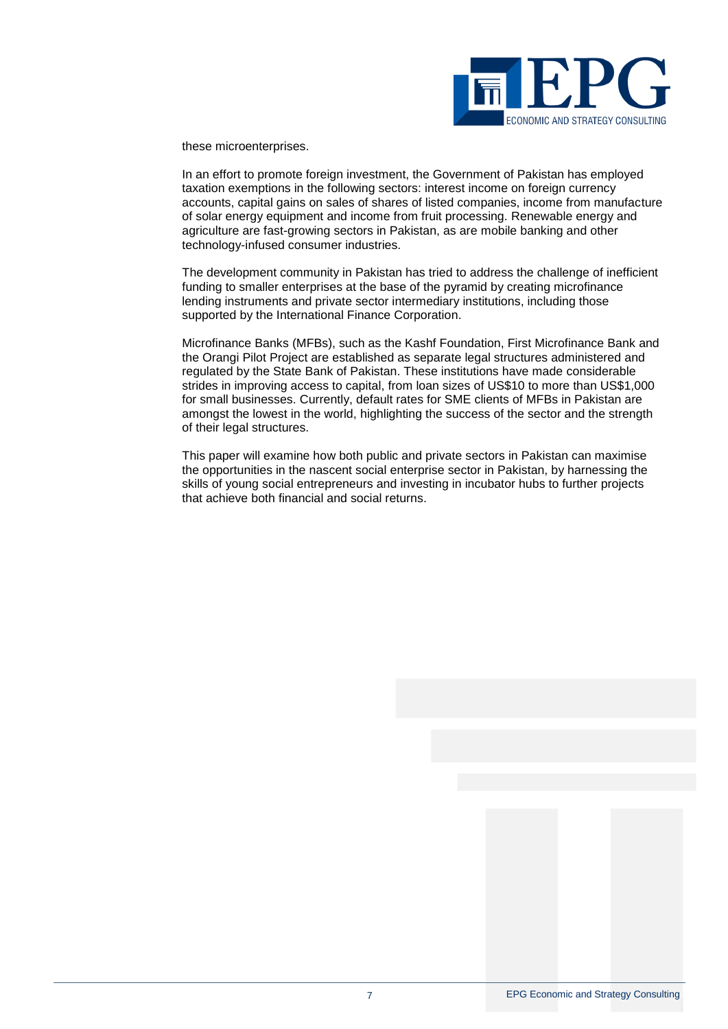these microenterprises.

In an effort to promote foreign investment, the Government of Pakistan has employed taxation exemptions in the following sectors: interest income on foreign currency accounts, capital gains on sales of shares of listed companies, income from manufacture of solar energy equipment and income from fruit processing. Renewable energy and agriculture are fast-growing sectors in Pakistan, as are mobile banking and other technology-infused consumer industries.

The development community in Pakistan has tried to address the challenge of inefficient funding to smaller enterprises at the base of the pyramid by creating microfinance lending instruments and private sector intermediary institutions, including those supported by the International Finance Corporation.

Microfinance Banks (MFBs), such as the Kashf Foundation, First Microfinance Bank and the Orangi Pilot Project are established as separate legal structures administered and regulated by the State Bank of Pakistan. These institutions have made considerable strides in improving access to capital, from loan sizes of US$10 to more than US$1,000 for small businesses. Currently, default rates for SME clients of MFBs in Pakistan are amongst the lowest in the world, highlighting the success of the sector and the strength of their legal structures.

This paper will examine how both public and private sectors in Pakistan can maximise the opportunities in the nascent social enterprise sector in Pakistan, by harnessing the skills of young social entrepreneurs and investing in incubator hubs to further projects that achieve both financial and social returns.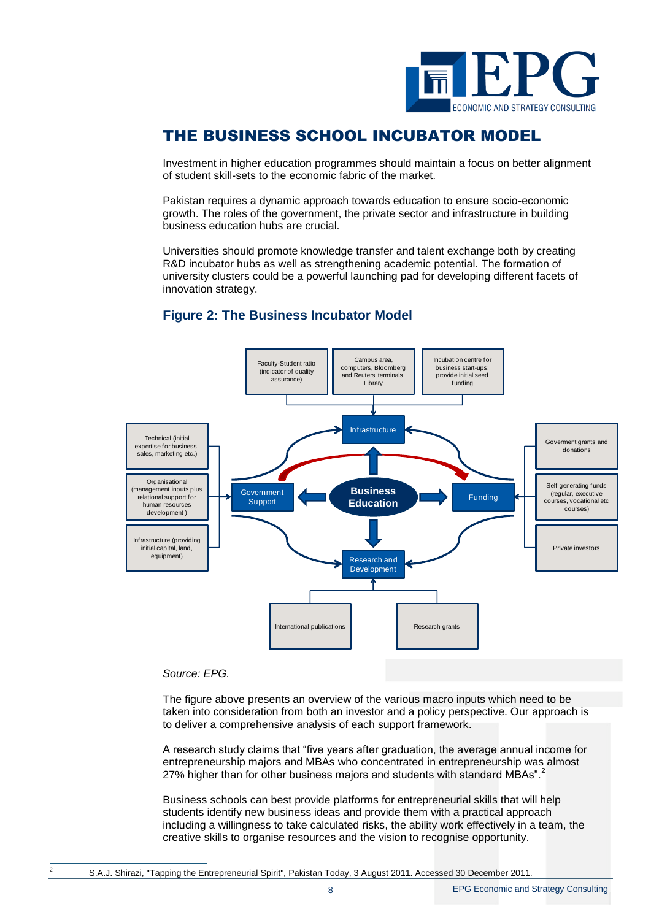# THE BUSINESS SCHOOL INCUBATOR MODEL

Investment in higher education programmes should maintain a focus on better alignment of student skill-sets to the economic fabric of the market.

Pakistan requires a dynamic approach towards education to ensure socio-economic growth. The roles of the government, the private sector and infrastructure in building business education hubs are crucial.

Universities should promote knowledge transfer and talent exchange both by creating R&D incubator hubs as well as strengthening academic potential. The formation of university clusters could be a powerful launching pad for developing different facets of innovation strategy.

## Figure 2: The Business Incubator Model

Faculty-Student ratio (indicator of quality assurance)

Campus area, computers, Bloomberg and Reuters terminals, Library

Incubation centre for business start-ups: provide initial seed funding

Infrastructure

Technical (initial expertise for business, sales, marketing etc.)

Organisational (management inputs plus relational support for human resources development)

Infrastructure (providing initial capital, land, equipment)

Government Support

Business Education

Funding

Goverment grants and donations

Self generating funds (regular, executive courses, vocational etc courses)

Private investors

Research and Development

International publications

Research grants

*Source: EPG.*

The figure above presents an overview of the various macro inputs which need to be taken into consideration from both an investor and a policy perspective. Our approach is to deliver a comprehensive analysis of each support framework.

A research study claims that "five years after graduation, the average annual income for entrepreneurship majors and MBAs who concentrated in entrepreneurship was almost 27% higher than for other business majors and students with standard MBAs".[2]

Business schools can best provide platforms for entrepreneurial skills that will help students identify new business ideas and provide them with a practical approach including a willingness to take calculated risks, the ability work effectively in a team, the creative skills to organise resources and the vision to recognise opportunity.

[2] S.A.J. Shirazi, "Tapping the Entrepreneurial Spirit", Pakistan Today, 3 August 2011. Accessed 30 December 2011.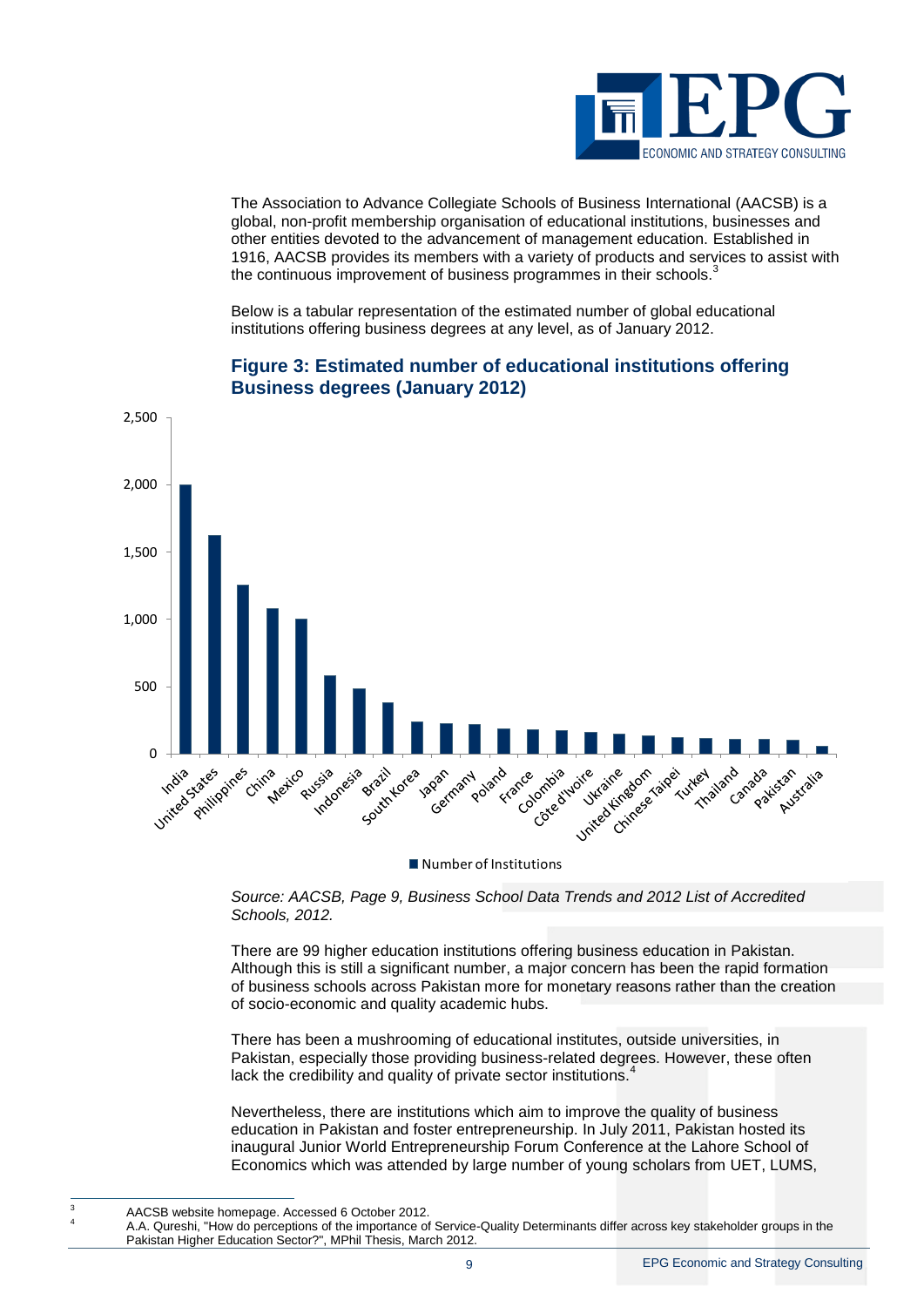The Association to Advance Collegiate Schools of Business International (AACSB) is a global, non-profit membership organisation of educational institutions, businesses and other entities devoted to the advancement of management education. Established in 1916, AACSB provides its members with a variety of products and services to assist with the continuous improvement of business programmes in their schools.[3]

Below is a tabular representation of the estimated number of global educational institutions offering business degrees at any level, as of January 2012.

### Figure 3: Estimated number of educational institutions offering Business degrees (January 2012)

*Source: AACSB, Page 9, Business School Data Trends and 2012 List of Accredited Schools, 2012.*

There are 99 higher education institutions offering business education in Pakistan. Although this is still a significant number, a major concern has been the rapid formation of business schools across Pakistan more for monetary reasons rather than the creation of socio-economic and quality academic hubs.

There has been a mushrooming of educational institutes, outside universities, in Pakistan, especially those providing business-related degrees. However, these often lack the credibility and quality of private sector institutions.[4]

Nevertheless, there are institutions which aim to improve the quality of business education in Pakistan and foster entrepreneurship. In July 2011, Pakistan hosted its inaugural Junior World Entrepreneurship Forum Conference at the Lahore School of Economics which was attended by large number of young scholars from UET, LUMS,

[3] AACSB website homepage. Accessed 6 October 2012.

[4] A.A. Qureshi, "How do perceptions of the importance of Service-Quality Determinants differ across key stakeholder groups in the Pakistan Higher Education Sector?", MPhil Thesis, March 2012.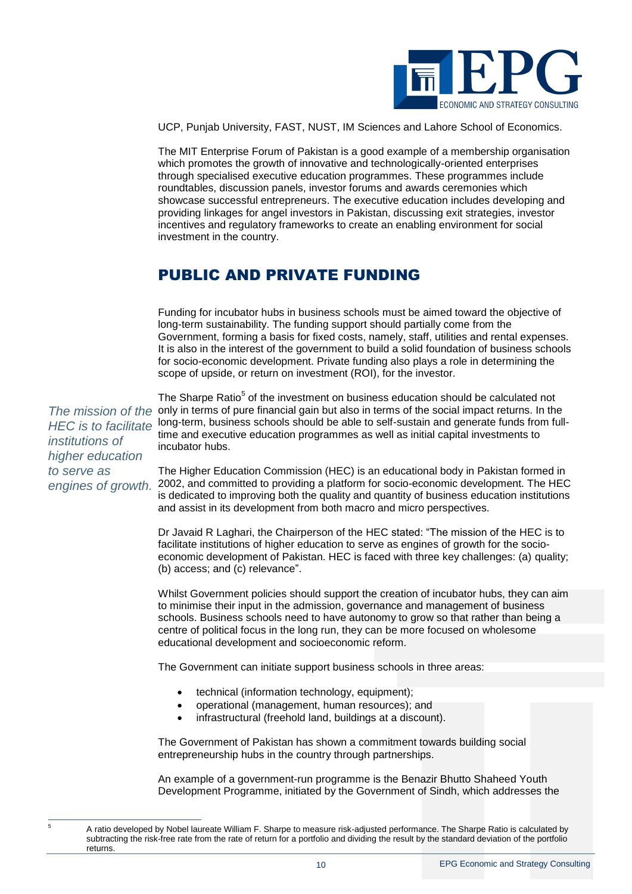UCP, Punjab University, FAST, NUST, IM Sciences and Lahore School of Economics.

The MIT Enterprise Forum of Pakistan is a good example of a membership organisation which promotes the growth of innovative and technologically-oriented enterprises through specialised executive education programmes. These programmes include roundtables, discussion panels, investor forums and awards ceremonies which showcase successful entrepreneurs. The executive education includes developing and providing linkages for angel investors in Pakistan, discussing exit strategies, investor incentives and regulatory frameworks to create an enabling environment for social investment in the country.

## PUBLIC AND PRIVATE FUNDING

Funding for incubator hubs in business schools must be aimed toward the objective of long-term sustainability. The funding support should partially come from the Government, forming a basis for fixed costs, namely, staff, utilities and rental expenses. It is also in the interest of the government to build a solid foundation of business schools for socio-economic development. Private funding also plays a role in determining the scope of upside, or return on investment (ROI), for the investor.

*The mission of the HEC is to facilitate institutions of higher education to serve as engines of growth.*

The Sharpe Ratio[5] of the investment on business education should be calculated not only in terms of pure financial gain but also in terms of the social impact returns. In the long-term, business schools should be able to self-sustain and generate funds from full-time and executive education programmes as well as initial capital investments to incubator hubs.

The Higher Education Commission (HEC) is an educational body in Pakistan formed in 2002, and committed to providing a platform for socio-economic development. The HEC is dedicated to improving both the quality and quantity of business education institutions and assist in its development from both macro and micro perspectives.

Dr Javaid R Laghari, the Chairperson of the HEC stated: "The mission of the HEC is to facilitate institutions of higher education to serve as engines of growth for the socio-economic development of Pakistan. HEC is faced with three key challenges: (a) quality; (b) access; and (c) relevance".

Whilst Government policies should support the creation of incubator hubs, they can aim to minimise their input in the admission, governance and management of business schools. Business schools need to have autonomy to grow so that rather than being a centre of political focus in the long run, they can be more focused on wholesome educational development and socioeconomic reform.

The Government can initiate support business schools in three areas:

- technical (information technology, equipment);
- operational (management, human resources); and
- infrastructural (freehold land, buildings at a discount).

The Government of Pakistan has shown a commitment towards building social entrepreneurship hubs in the country through partnerships.

An example of a government-run programme is the Benazir Bhutto Shaheed Youth Development Programme, initiated by the Government of Sindh, which addresses the

[5] A ratio developed by Nobel laureate William F. Sharpe to measure risk-adjusted performance. The Sharpe Ratio is calculated by subtracting the risk-free rate from the rate of return for a portfolio and dividing the result by the standard deviation of the portfolio returns.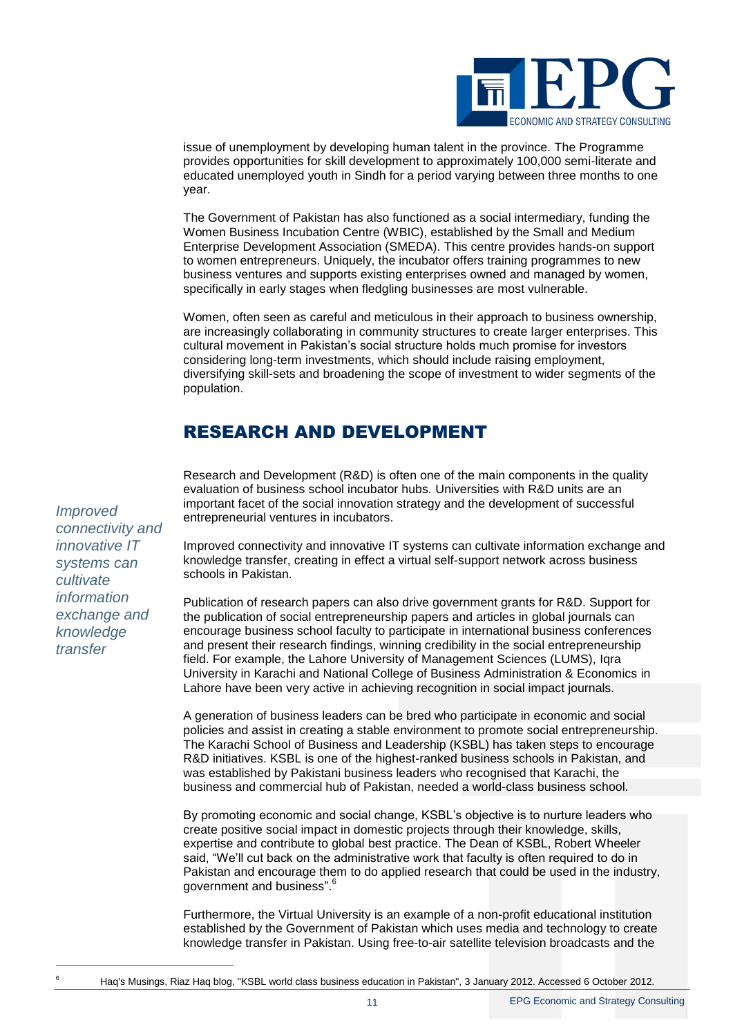issue of unemployment by developing human talent in the province. The Programme provides opportunities for skill development to approximately 100,000 semi-literate and educated unemployed youth in Sindh for a period varying between three months to one year.

The Government of Pakistan has also functioned as a social intermediary, funding the Women Business Incubation Centre (WBIC), established by the Small and Medium Enterprise Development Association (SMEDA). This centre provides hands-on support to women entrepreneurs. Uniquely, the incubator offers training programmes to new business ventures and supports existing enterprises owned and managed by women, specifically in early stages when fledgling businesses are most vulnerable.

Women, often seen as careful and meticulous in their approach to business ownership, are increasingly collaborating in community structures to create larger enterprises. This cultural movement in Pakistan's social structure holds much promise for investors considering long-term investments, which should include raising employment, diversifying skill-sets and broadening the scope of investment to wider segments of the population.

## RESEARCH AND DEVELOPMENT

Research and Development (R&D) is often one of the main components in the quality evaluation of business school incubator hubs. Universities with R&D units are an important facet of the social innovation strategy and the development of successful entrepreneurial ventures in incubators.

*Improved connectivity and innovative IT systems can cultivate information exchange and knowledge transfer*

Improved connectivity and innovative IT systems can cultivate information exchange and knowledge transfer, creating in effect a virtual self-support network across business schools in Pakistan.

Publication of research papers can also drive government grants for R&D. Support for the publication of social entrepreneurship papers and articles in global journals can encourage business school faculty to participate in international business conferences and present their research findings, winning credibility in the social entrepreneurship field. For example, the Lahore University of Management Sciences (LUMS), Iqra University in Karachi and National College of Business Administration & Economics in Lahore have been very active in achieving recognition in social impact journals.

A generation of business leaders can be bred who participate in economic and social policies and assist in creating a stable environment to promote social entrepreneurship. The Karachi School of Business and Leadership (KSBL) has taken steps to encourage R&D initiatives. KSBL is one of the highest-ranked business schools in Pakistan, and was established by Pakistani business leaders who recognised that Karachi, the business and commercial hub of Pakistan, needed a world-class business school.

By promoting economic and social change, KSBL's objective is to nurture leaders who create positive social impact in domestic projects through their knowledge, skills, expertise and contribute to global best practice. The Dean of KSBL, Robert Wheeler said, "We'll cut back on the administrative work that faculty is often required to do in Pakistan and encourage them to do applied research that could be used in the industry, government and business".[6]

Furthermore, the Virtual University is an example of a non-profit educational institution established by the Government of Pakistan which uses media and technology to create knowledge transfer in Pakistan. Using free-to-air satellite television broadcasts and the

[6] Haq's Musings, Riaz Haq blog, "KSBL world class business education in Pakistan", 3 January 2012. Accessed 6 October 2012.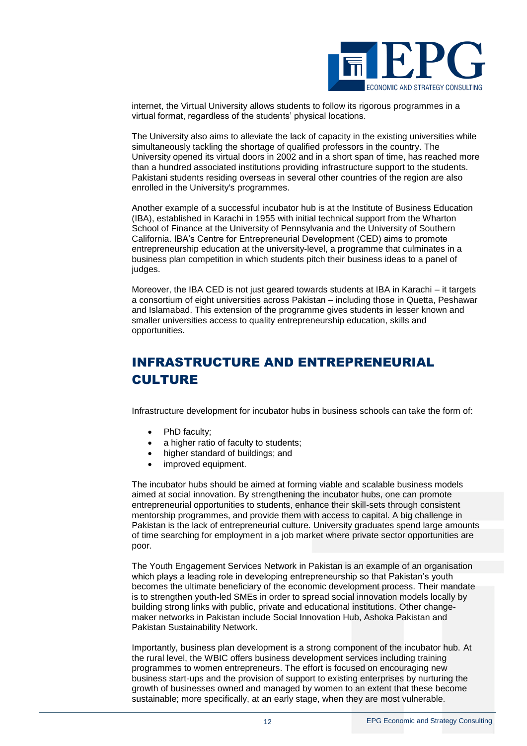internet, the Virtual University allows students to follow its rigorous programmes in a virtual format, regardless of the students' physical locations.

The University also aims to alleviate the lack of capacity in the existing universities while simultaneously tackling the shortage of qualified professors in the country. The University opened its virtual doors in 2002 and in a short span of time, has reached more than a hundred associated institutions providing infrastructure support to the students. Pakistani students residing overseas in several other countries of the region are also enrolled in the University's programmes.

Another example of a successful incubator hub is at the Institute of Business Education (IBA), established in Karachi in 1955 with initial technical support from the Wharton School of Finance at the University of Pennsylvania and the University of Southern California. IBA's Centre for Entrepreneurial Development (CED) aims to promote entrepreneurship education at the university-level, a programme that culminates in a business plan competition in which students pitch their business ideas to a panel of judges.

Moreover, the IBA CED is not just geared towards students at IBA in Karachi – it targets a consortium of eight universities across Pakistan – including those in Quetta, Peshawar and Islamabad. This extension of the programme gives students in lesser known and smaller universities access to quality entrepreneurship education, skills and opportunities.

## INFRASTRUCTURE AND ENTREPRENEURIAL CULTURE

Infrastructure development for incubator hubs in business schools can take the form of:

- PhD faculty;
- a higher ratio of faculty to students;
- higher standard of buildings; and
- improved equipment.

The incubator hubs should be aimed at forming viable and scalable business models aimed at social innovation. By strengthening the incubator hubs, one can promote entrepreneurial opportunities to students, enhance their skill-sets through consistent mentorship programmes, and provide them with access to capital. A big challenge in Pakistan is the lack of entrepreneurial culture. University graduates spend large amounts of time searching for employment in a job market where private sector opportunities are poor.

The Youth Engagement Services Network in Pakistan is an example of an organisation which plays a leading role in developing entrepreneurship so that Pakistan's youth becomes the ultimate beneficiary of the economic development process. Their mandate is to strengthen youth-led SMEs in order to spread social innovation models locally by building strong links with public, private and educational institutions. Other change-maker networks in Pakistan include Social Innovation Hub, Ashoka Pakistan and Pakistan Sustainability Network.

Importantly, business plan development is a strong component of the incubator hub. At the rural level, the WBIC offers business development services including training programmes to women entrepreneurs. The effort is focused on encouraging new business start-ups and the provision of support to existing enterprises by nurturing the growth of businesses owned and managed by women to an extent that these become sustainable; more specifically, at an early stage, when they are most vulnerable.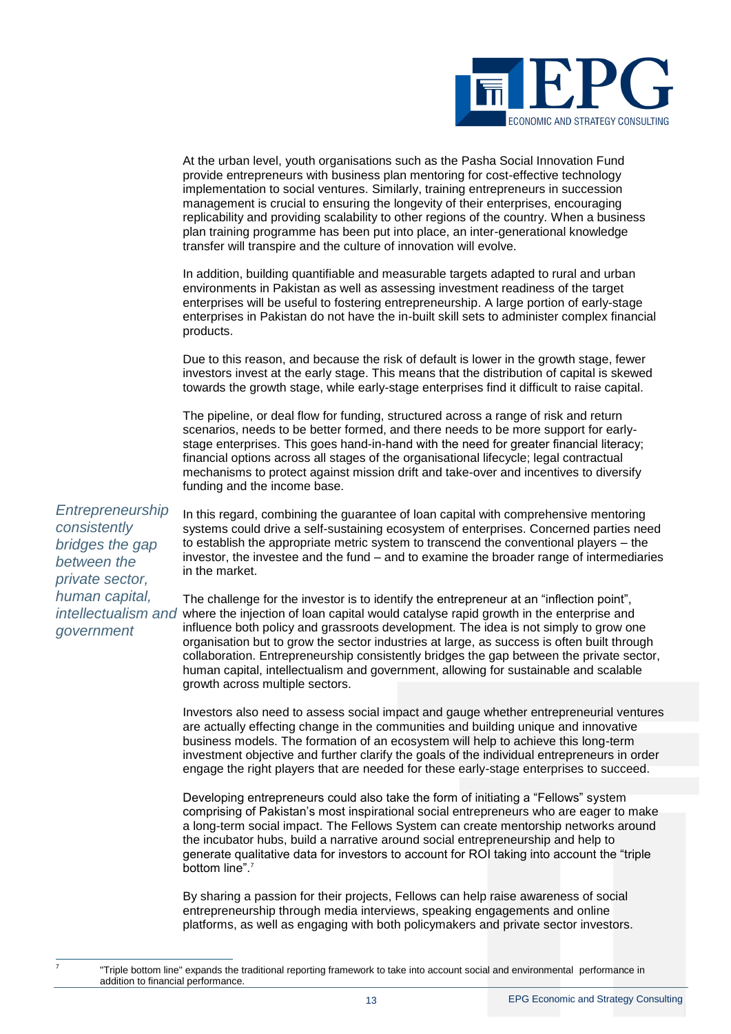At the urban level, youth organisations such as the Pasha Social Innovation Fund provide entrepreneurs with business plan mentoring for cost-effective technology implementation to social ventures. Similarly, training entrepreneurs in succession management is crucial to ensuring the longevity of their enterprises, encouraging replicability and providing scalability to other regions of the country. When a business plan training programme has been put into place, an inter-generational knowledge transfer will transpire and the culture of innovation will evolve.

In addition, building quantifiable and measurable targets adapted to rural and urban environments in Pakistan as well as assessing investment readiness of the target enterprises will be useful to fostering entrepreneurship. A large portion of early-stage enterprises in Pakistan do not have the in-built skill sets to administer complex financial products.

Due to this reason, and because the risk of default is lower in the growth stage, fewer investors invest at the early stage. This means that the distribution of capital is skewed towards the growth stage, while early-stage enterprises find it difficult to raise capital.

The pipeline, or deal flow for funding, structured across a range of risk and return scenarios, needs to be better formed, and there needs to be more support for early-stage enterprises. This goes hand-in-hand with the need for greater financial literacy; financial options across all stages of the organisational lifecycle; legal contractual mechanisms to protect against mission drift and take-over and incentives to diversify funding and the income base.

*Entrepreneurship consistently bridges the gap between the private sector, human capital, intellectualism and government*

In this regard, combining the guarantee of loan capital with comprehensive mentoring systems could drive a self-sustaining ecosystem of enterprises. Concerned parties need to establish the appropriate metric system to transcend the conventional players – the investor, the investee and the fund – and to examine the broader range of intermediaries in the market.

The challenge for the investor is to identify the entrepreneur at an "inflection point", where the injection of loan capital would catalyse rapid growth in the enterprise and influence both policy and grassroots development. The idea is not simply to grow one organisation but to grow the sector industries at large, as success is often built through collaboration. Entrepreneurship consistently bridges the gap between the private sector, human capital, intellectualism and government, allowing for sustainable and scalable growth across multiple sectors.

Investors also need to assess social impact and gauge whether entrepreneurial ventures are actually effecting change in the communities and building unique and innovative business models. The formation of an ecosystem will help to achieve this long-term investment objective and further clarify the goals of the individual entrepreneurs in order engage the right players that are needed for these early-stage enterprises to succeed.

Developing entrepreneurs could also take the form of initiating a "Fellows" system comprising of Pakistan's most inspirational social entrepreneurs who are eager to make a long-term social impact. The Fellows System can create mentorship networks around the incubator hubs, build a narrative around social entrepreneurship and help to generate qualitative data for investors to account for ROI taking into account the "triple bottom line".[7]

By sharing a passion for their projects, Fellows can help raise awareness of social entrepreneurship through media interviews, speaking engagements and online platforms, as well as engaging with both policymakers and private sector investors.

[7] "Triple bottom line" expands the traditional reporting framework to take into account social and environmental performance in addition to financial performance.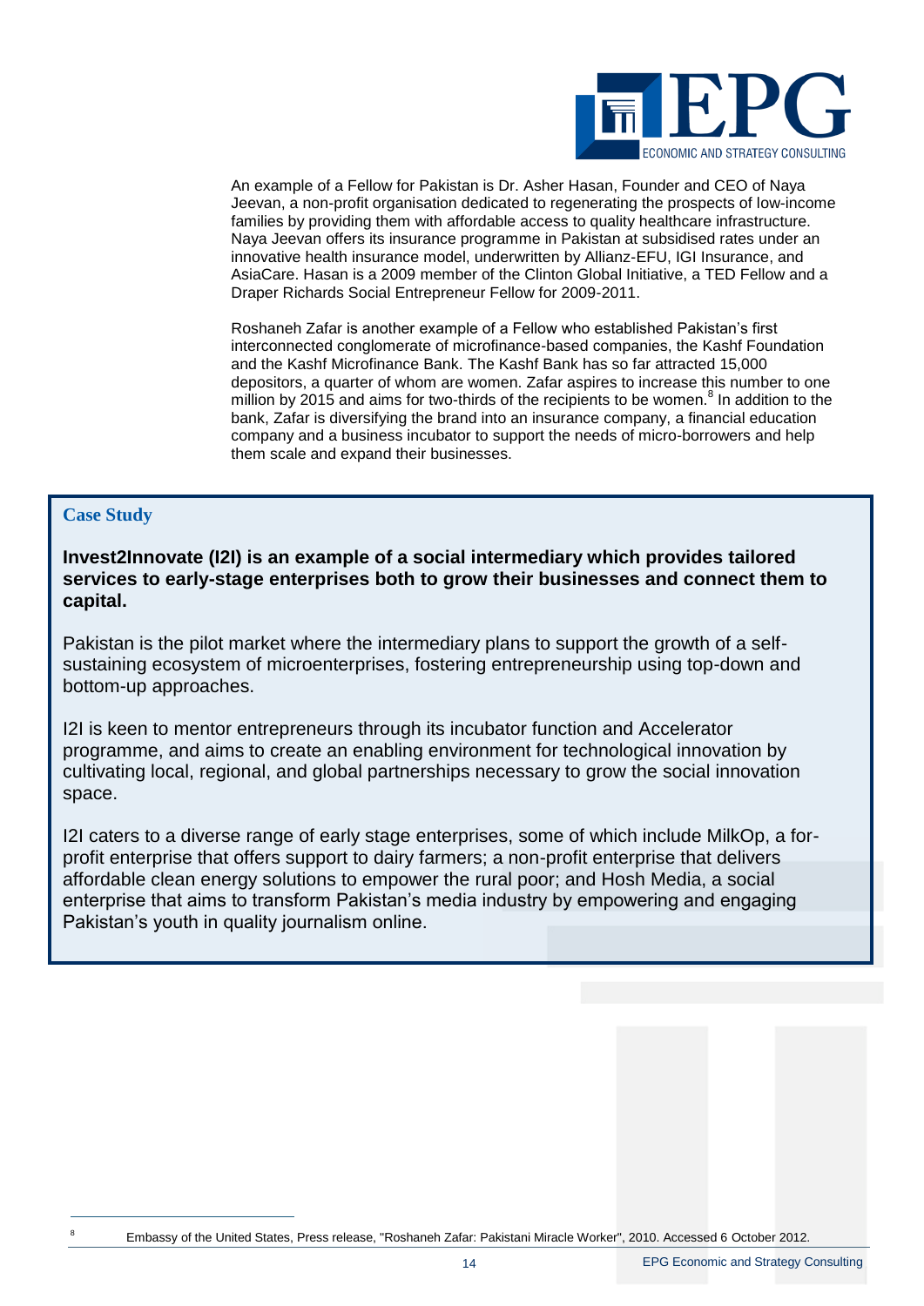An example of a Fellow for Pakistan is Dr. Asher Hasan, Founder and CEO of Naya Jeevan, a non-profit organisation dedicated to regenerating the prospects of low-income families by providing them with affordable access to quality healthcare infrastructure. Naya Jeevan offers its insurance programme in Pakistan at subsidised rates under an innovative health insurance model, underwritten by Allianz-EFU, IGI Insurance, and AsiaCare. Hasan is a 2009 member of the Clinton Global Initiative, a TED Fellow and a Draper Richards Social Entrepreneur Fellow for 2009-2011.

Roshaneh Zafar is another example of a Fellow who established Pakistan's first interconnected conglomerate of microfinance-based companies, the Kashf Foundation and the Kashf Microfinance Bank. The Kashf Bank has so far attracted 15,000 depositors, a quarter of whom are women. Zafar aspires to increase this number to one million by 2015 and aims for two-thirds of the recipients to be women.[8] In addition to the bank, Zafar is diversifying the brand into an insurance company, a financial education company and a business incubator to support the needs of micro-borrowers and help them scale and expand their businesses.

### Case Study

**Invest2Innovate (I2I) is an example of a social intermediary which provides tailored services to early-stage enterprises both to grow their businesses and connect them to capital.**

Pakistan is the pilot market where the intermediary plans to support the growth of a self-sustaining ecosystem of microenterprises, fostering entrepreneurship using top-down and bottom-up approaches.

I2I is keen to mentor entrepreneurs through its incubator function and Accelerator programme, and aims to create an enabling environment for technological innovation by cultivating local, regional, and global partnerships necessary to grow the social innovation space.

I2I caters to a diverse range of early stage enterprises, some of which include MilkOp, a for-profit enterprise that offers support to dairy farmers; a non-profit enterprise that delivers affordable clean energy solutions to empower the rural poor; and Hosh Media, a social enterprise that aims to transform Pakistan's media industry by empowering and engaging Pakistan's youth in quality journalism online.

---

[8] Embassy of the United States, Press release, "Roshaneh Zafar: Pakistani Miracle Worker", 2010. Accessed 6 October 2012.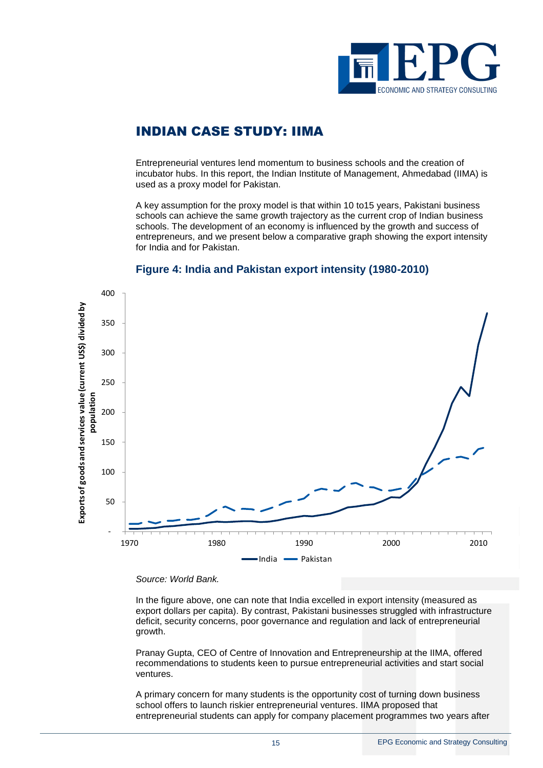## INDIAN CASE STUDY: IIMA

Entrepreneurial ventures lend momentum to business schools and the creation of incubator hubs. In this report, the Indian Institute of Management, Ahmedabad (IIMA) is used as a proxy model for Pakistan.

A key assumption for the proxy model is that within 10 to15 years, Pakistani business schools can achieve the same growth trajectory as the current crop of Indian business schools. The development of an economy is influenced by the growth and success of entrepreneurs, and we present below a comparative graph showing the export intensity for India and for Pakistan.

### Figure 4: India and Pakistan export intensity (1980-2010)

*Source: World Bank.*

In the figure above, one can note that India excelled in export intensity (measured as export dollars per capita). By contrast, Pakistani businesses struggled with infrastructure deficit, security concerns, poor governance and regulation and lack of entrepreneurial growth.

Pranay Gupta, CEO of Centre of Innovation and Entrepreneurship at the IIMA, offered recommendations to students keen to pursue entrepreneurial activities and start social ventures.

A primary concern for many students is the opportunity cost of turning down business school offers to launch riskier entrepreneurial ventures. IIMA proposed that entrepreneurial students can apply for company placement programmes two years after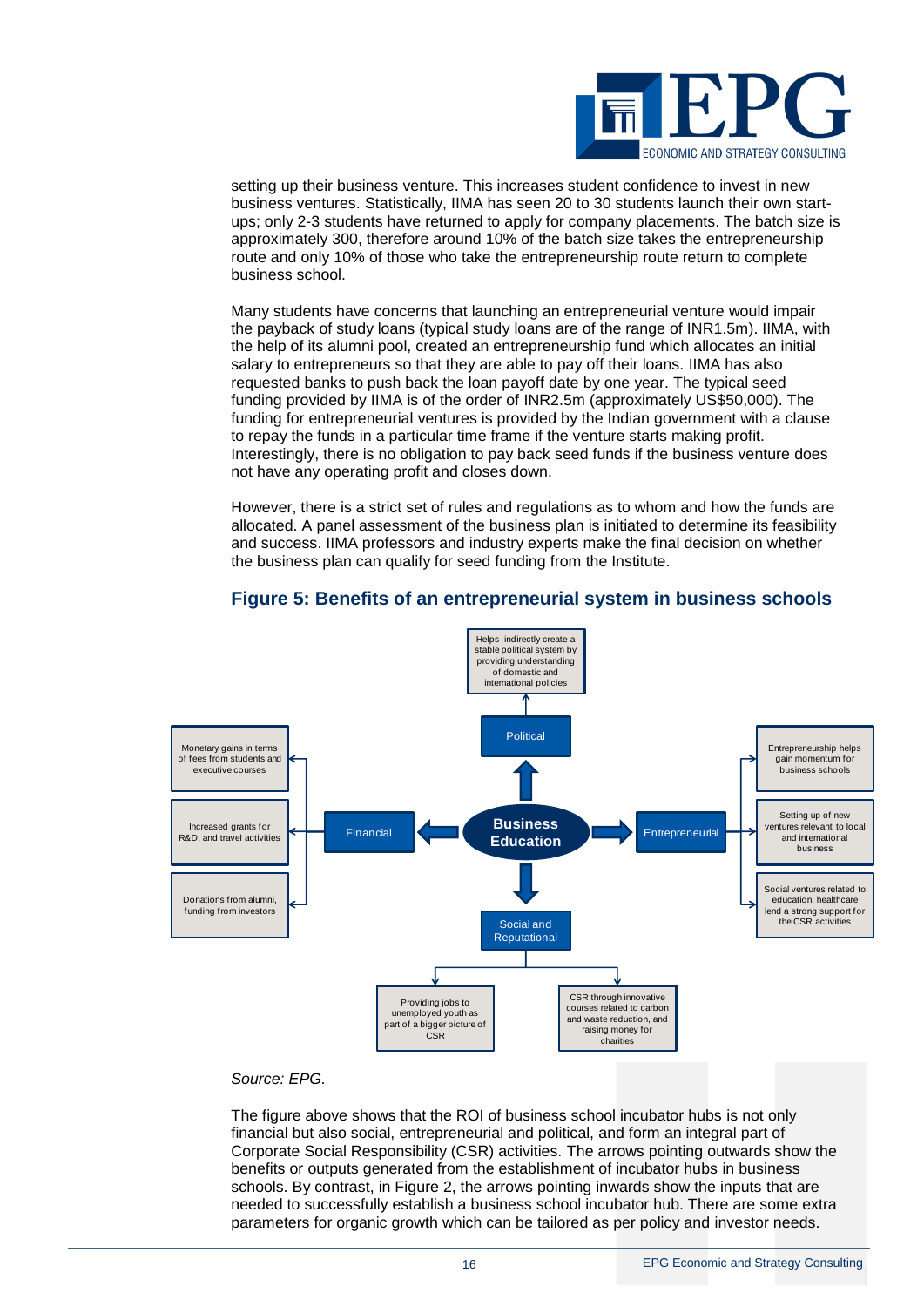setting up their business venture. This increases student confidence to invest in new business ventures. Statistically, IIMA has seen 20 to 30 students launch their own start-ups; only 2-3 students have returned to apply for company placements. The batch size is approximately 300, therefore around 10% of the batch size takes the entrepreneurship route and only 10% of those who take the entrepreneurship route return to complete business school.

Many students have concerns that launching an entrepreneurial venture would impair the payback of study loans (typical study loans are of the range of INR1.5m). IIMA, with the help of its alumni pool, created an entrepreneurship fund which allocates an initial salary to entrepreneurs so that they are able to pay off their loans. IIMA has also requested banks to push back the loan payoff date by one year. The typical seed funding provided by IIMA is of the order of INR2.5m (approximately US$50,000). The funding for entrepreneurial ventures is provided by the Indian government with a clause to repay the funds in a particular time frame if the venture starts making profit. Interestingly, there is no obligation to pay back seed funds if the business venture does not have any operating profit and closes down.

However, there is a strict set of rules and regulations as to whom and how the funds are allocated. A panel assessment of the business plan is initiated to determine its feasibility and success. IIMA professors and industry experts make the final decision on whether the business plan can qualify for seed funding from the Institute.

## Figure 5: Benefits of an entrepreneurial system in business schools

**Business Education**

- **Political**
  - Helps indirectly create a stable political system by providing understanding of domestic and international policies
- **Financial**
  - Monetary gains in terms of fees from students and executive courses
  - Increased grants for R&D, and travel activities
  - Donations from alumni, funding from investors
- **Entrepreneurial**
  - Entrepreneurship helps gain momentum for business schools
  - Setting up of new ventures relevant to local and international business
  - Social ventures related to education, healthcare lend a strong support for the CSR activities
- **Social and Reputational**
  - Providing jobs to unemployed youth as part of a bigger picture of CSR
  - CSR through innovative courses related to carbon and waste reduction, and raising money for charities

*Source: EPG.*

The figure above shows that the ROI of business school incubator hubs is not only financial but also social, entrepreneurial and political, and form an integral part of Corporate Social Responsibility (CSR) activities. The arrows pointing outwards show the benefits or outputs generated from the establishment of incubator hubs in business schools. By contrast, in Figure 2, the arrows pointing inwards show the inputs that are needed to successfully establish a business school incubator hub. There are some extra parameters for organic growth which can be tailored as per policy and investor needs.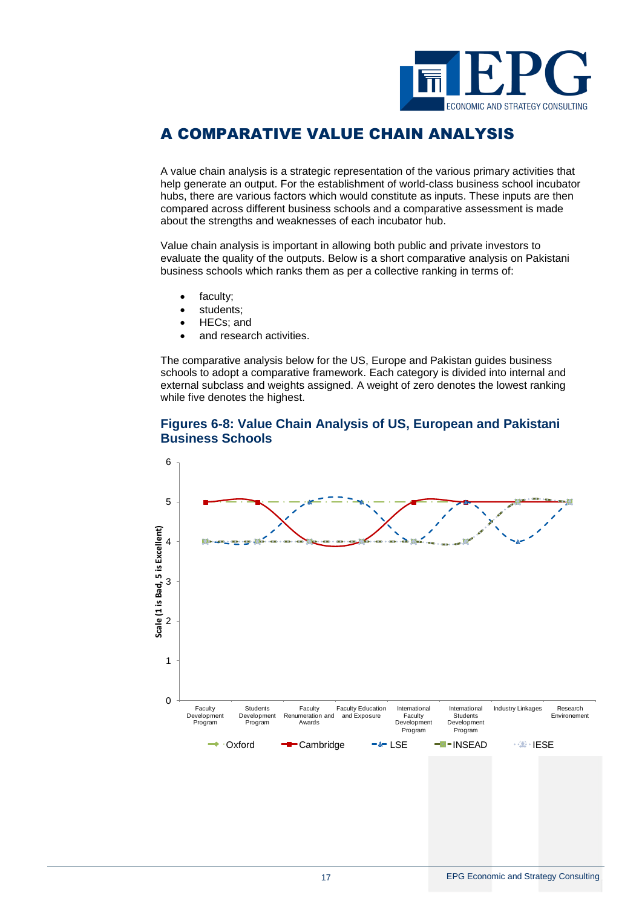# A COMPARATIVE VALUE CHAIN ANALYSIS

A value chain analysis is a strategic representation of the various primary activities that help generate an output. For the establishment of world-class business school incubator hubs, there are various factors which would constitute as inputs. These inputs are then compared across different business schools and a comparative assessment is made about the strengths and weaknesses of each incubator hub.

Value chain analysis is important in allowing both public and private investors to evaluate the quality of the outputs. Below is a short comparative analysis on Pakistani business schools which ranks them as per a collective ranking in terms of:

- faculty;
- students;
- HECs; and
- and research activities.

The comparative analysis below for the US, Europe and Pakistan guides business schools to adopt a comparative framework. Each category is divided into internal and external subclass and weights assigned. A weight of zero denotes the lowest ranking while five denotes the highest.

## Figures 6-8: Value Chain Analysis of US, European and Pakistani Business Schools

Scale (1 is Bad, 5 is Excellent)

| | Faculty Development Program | Students Development Program | Faculty Renumeration and Awards | Faculty Education and Exposure | International Faculty Development Program | International Students Development Program | Industry Linkages | Research Environement |
|---|---|---|---|---|---|---|---|---|
| Oxford | 5 | 5 | 5 | 5 | 5 | 5 | 5 | 5 |
| Cambridge | 5 | 5 | 4 | 4 | 5 | 5 | 5 | 5 |
| LSE | 4 | 4 | 5 | 5 | 4 | 5 | 4 | 5 |
| INSEAD | 4 | 4 | 4 | 4 | 4 | 4 | 5 | 5 |
| IESE | 4 | 4 | 4 | 4 | 4 | 4 | 5 | 5 |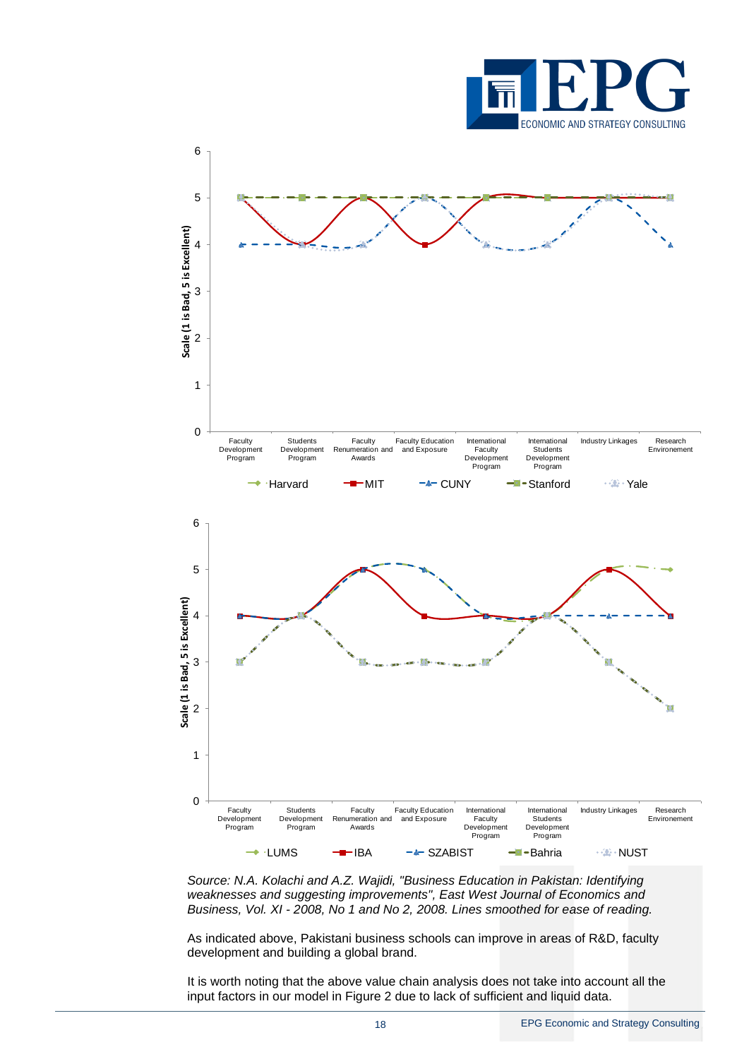*Source: N.A. Kolachi and A.Z. Wajidi, "Business Education in Pakistan: Identifying weaknesses and suggesting improvements", East West Journal of Economics and Business, Vol. XI - 2008, No 1 and No 2, 2008. Lines smoothed for ease of reading.*

As indicated above, Pakistani business schools can improve in areas of R&D, faculty development and building a global brand.

It is worth noting that the above value chain analysis does not take into account all the input factors in our model in Figure 2 due to lack of sufficient and liquid data.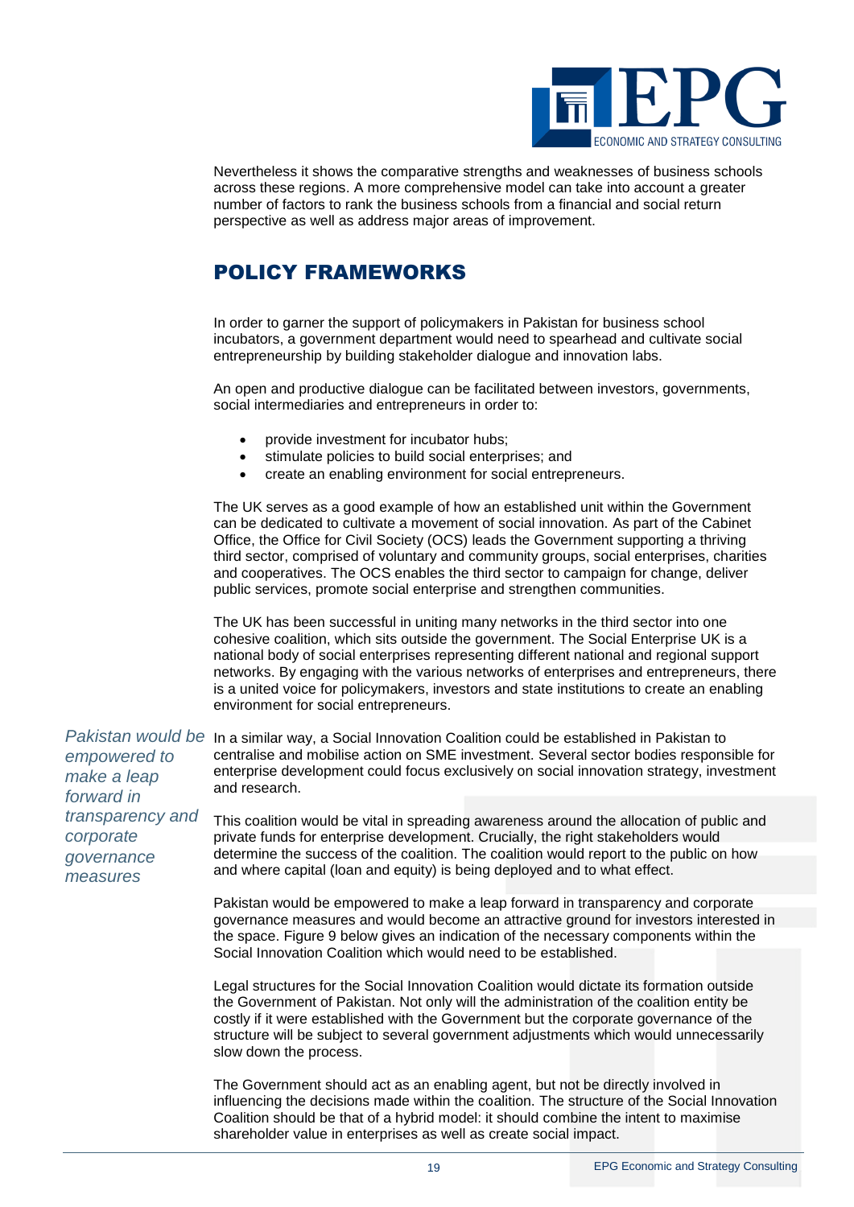Nevertheless it shows the comparative strengths and weaknesses of business schools across these regions. A more comprehensive model can take into account a greater number of factors to rank the business schools from a financial and social return perspective as well as address major areas of improvement.

## POLICY FRAMEWORKS

In order to garner the support of policymakers in Pakistan for business school incubators, a government department would need to spearhead and cultivate social entrepreneurship by building stakeholder dialogue and innovation labs.

An open and productive dialogue can be facilitated between investors, governments, social intermediaries and entrepreneurs in order to:

- provide investment for incubator hubs;
- stimulate policies to build social enterprises; and
- create an enabling environment for social entrepreneurs.

The UK serves as a good example of how an established unit within the Government can be dedicated to cultivate a movement of social innovation. As part of the Cabinet Office, the Office for Civil Society (OCS) leads the Government supporting a thriving third sector, comprised of voluntary and community groups, social enterprises, charities and cooperatives. The OCS enables the third sector to campaign for change, deliver public services, promote social enterprise and strengthen communities.

The UK has been successful in uniting many networks in the third sector into one cohesive coalition, which sits outside the government. The Social Enterprise UK is a national body of social enterprises representing different national and regional support networks. By engaging with the various networks of enterprises and entrepreneurs, there is a united voice for policymakers, investors and state institutions to create an enabling environment for social entrepreneurs.

*Pakistan would be empowered to make a leap forward in transparency and corporate governance measures*

In a similar way, a Social Innovation Coalition could be established in Pakistan to centralise and mobilise action on SME investment. Several sector bodies responsible for enterprise development could focus exclusively on social innovation strategy, investment and research.

This coalition would be vital in spreading awareness around the allocation of public and private funds for enterprise development. Crucially, the right stakeholders would determine the success of the coalition. The coalition would report to the public on how and where capital (loan and equity) is being deployed and to what effect.

Pakistan would be empowered to make a leap forward in transparency and corporate governance measures and would become an attractive ground for investors interested in the space. Figure 9 below gives an indication of the necessary components within the Social Innovation Coalition which would need to be established.

Legal structures for the Social Innovation Coalition would dictate its formation outside the Government of Pakistan. Not only will the administration of the coalition entity be costly if it were established with the Government but the corporate governance of the structure will be subject to several government adjustments which would unnecessarily slow down the process.

The Government should act as an enabling agent, but not be directly involved in influencing the decisions made within the coalition. The structure of the Social Innovation Coalition should be that of a hybrid model: it should combine the intent to maximise shareholder value in enterprises as well as create social impact.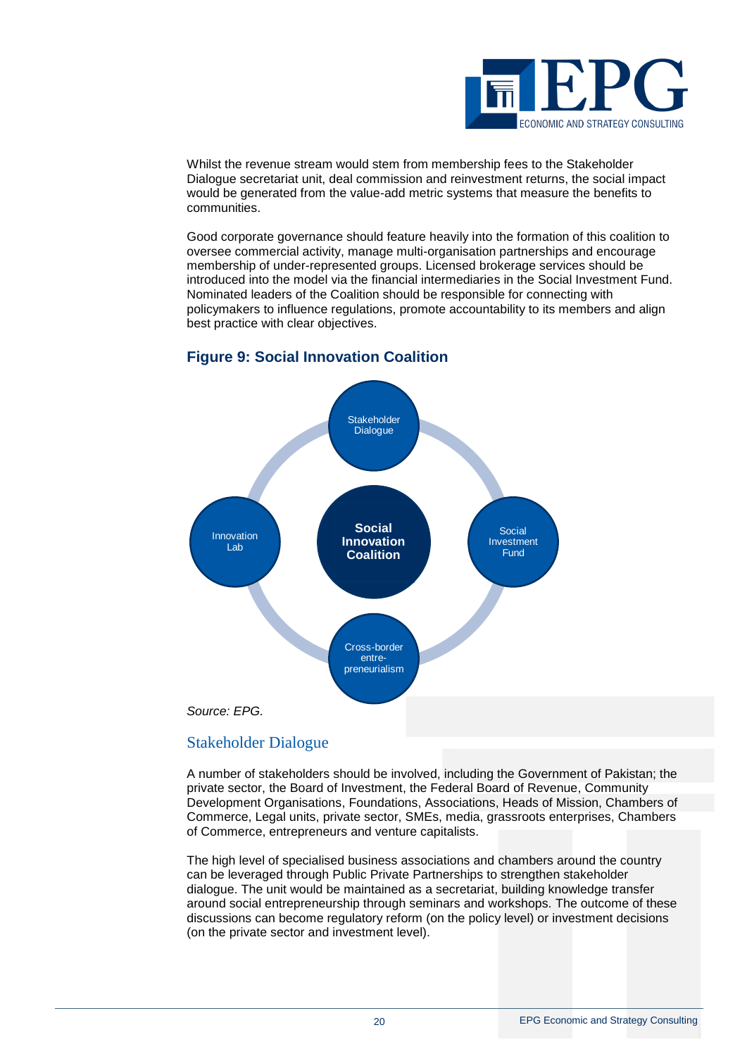Whilst the revenue stream would stem from membership fees to the Stakeholder Dialogue secretariat unit, deal commission and reinvestment returns, the social impact would be generated from the value-add metric systems that measure the benefits to communities.

Good corporate governance should feature heavily into the formation of this coalition to oversee commercial activity, manage multi-organisation partnerships and encourage membership of under-represented groups. Licensed brokerage services should be introduced into the model via the financial intermediaries in the Social Investment Fund. Nominated leaders of the Coalition should be responsible for connecting with policymakers to influence regulations, promote accountability to its members and align best practice with clear objectives.

## Figure 9: Social Innovation Coalition

Social Innovation Coalition

Stakeholder Dialogue

Social Investment Fund

Cross-border entre-preneurialism

Innovation Lab

*Source: EPG.*

## Stakeholder Dialogue

A number of stakeholders should be involved, including the Government of Pakistan; the private sector, the Board of Investment, the Federal Board of Revenue, Community Development Organisations, Foundations, Associations, Heads of Mission, Chambers of Commerce, Legal units, private sector, SMEs, media, grassroots enterprises, Chambers of Commerce, entrepreneurs and venture capitalists.

The high level of specialised business associations and chambers around the country can be leveraged through Public Private Partnerships to strengthen stakeholder dialogue. The unit would be maintained as a secretariat, building knowledge transfer around social entrepreneurship through seminars and workshops. The outcome of these discussions can become regulatory reform (on the policy level) or investment decisions (on the private sector and investment level).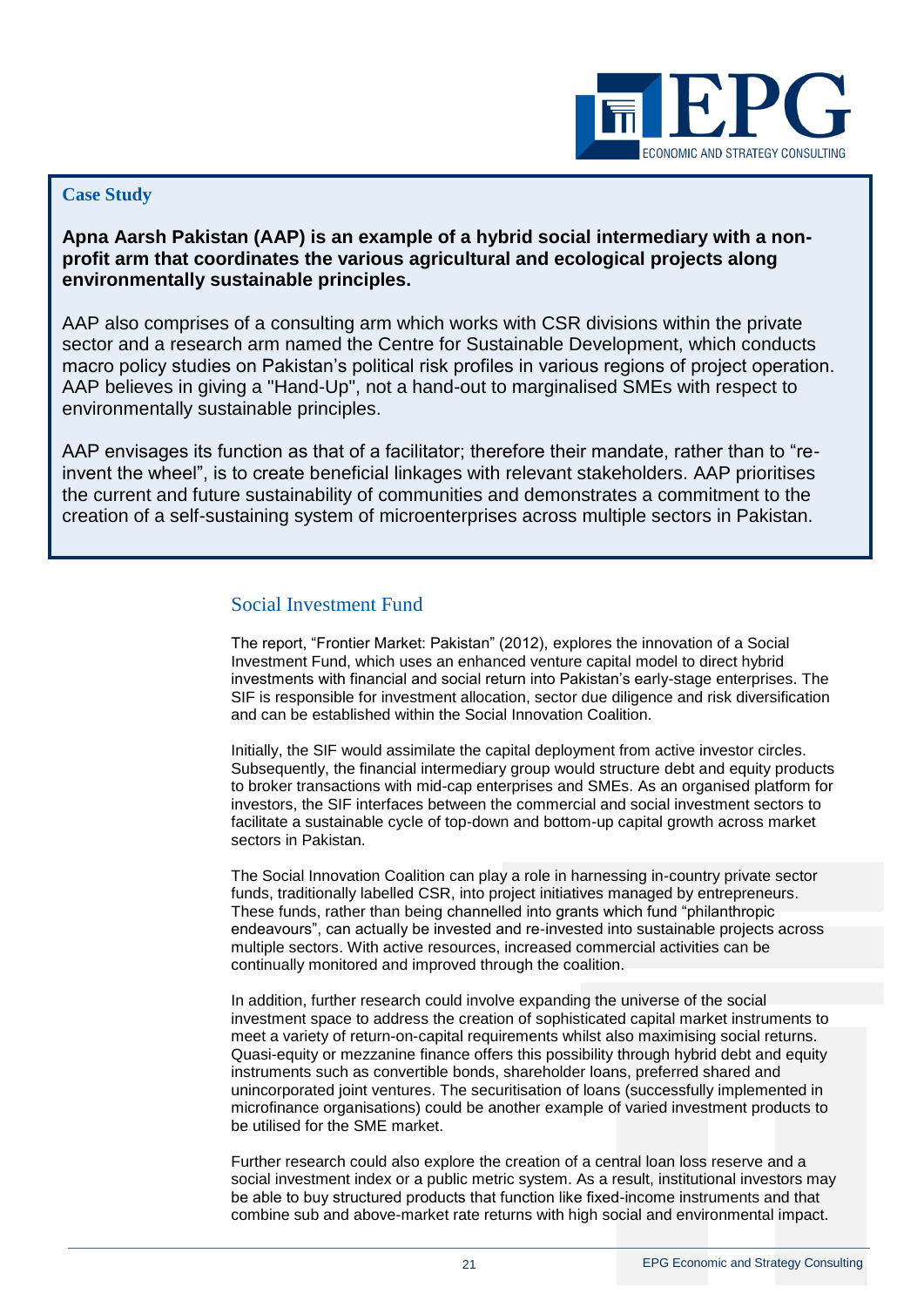**Case Study**

**Apna Aarsh Pakistan (AAP) is an example of a hybrid social intermediary with a non-profit arm that coordinates the various agricultural and ecological projects along environmentally sustainable principles.**

AAP also comprises of a consulting arm which works with CSR divisions within the private sector and a research arm named the Centre for Sustainable Development, which conducts macro policy studies on Pakistan's political risk profiles in various regions of project operation. AAP believes in giving a "Hand-Up", not a hand-out to marginalised SMEs with respect to environmentally sustainable principles.

AAP envisages its function as that of a facilitator; therefore their mandate, rather than to "re-invent the wheel", is to create beneficial linkages with relevant stakeholders. AAP prioritises the current and future sustainability of communities and demonstrates a commitment to the creation of a self-sustaining system of microenterprises across multiple sectors in Pakistan.

## Social Investment Fund

The report, "Frontier Market: Pakistan" (2012), explores the innovation of a Social Investment Fund, which uses an enhanced venture capital model to direct hybrid investments with financial and social return into Pakistan's early-stage enterprises. The SIF is responsible for investment allocation, sector due diligence and risk diversification and can be established within the Social Innovation Coalition.

Initially, the SIF would assimilate the capital deployment from active investor circles. Subsequently, the financial intermediary group would structure debt and equity products to broker transactions with mid-cap enterprises and SMEs. As an organised platform for investors, the SIF interfaces between the commercial and social investment sectors to facilitate a sustainable cycle of top-down and bottom-up capital growth across market sectors in Pakistan.

The Social Innovation Coalition can play a role in harnessing in-country private sector funds, traditionally labelled CSR, into project initiatives managed by entrepreneurs. These funds, rather than being channelled into grants which fund "philanthropic endeavours", can actually be invested and re-invested into sustainable projects across multiple sectors. With active resources, increased commercial activities can be continually monitored and improved through the coalition.

In addition, further research could involve expanding the universe of the social investment space to address the creation of sophisticated capital market instruments to meet a variety of return-on-capital requirements whilst also maximising social returns. Quasi-equity or mezzanine finance offers this possibility through hybrid debt and equity instruments such as convertible bonds, shareholder loans, preferred shared and unincorporated joint ventures. The securitisation of loans (successfully implemented in microfinance organisations) could be another example of varied investment products to be utilised for the SME market.

Further research could also explore the creation of a central loan loss reserve and a social investment index or a public metric system. As a result, institutional investors may be able to buy structured products that function like fixed-income instruments and that combine sub and above-market rate returns with high social and environmental impact.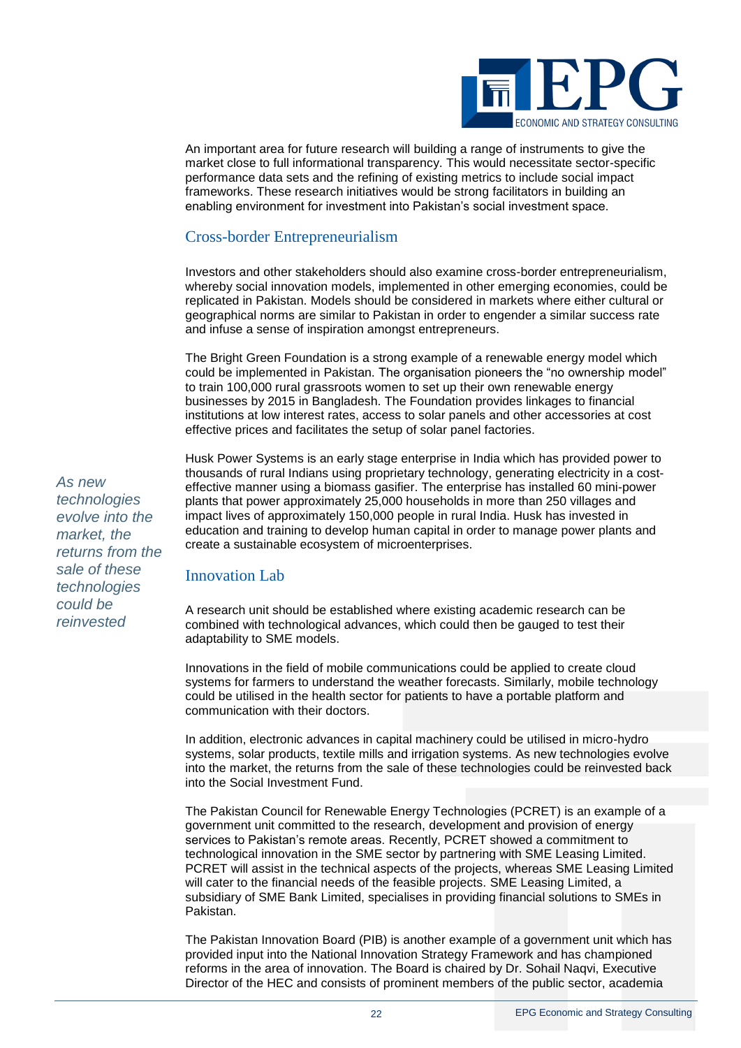An important area for future research will building a range of instruments to give the market close to full informational transparency. This would necessitate sector-specific performance data sets and the refining of existing metrics to include social impact frameworks. These research initiatives would be strong facilitators in building an enabling environment for investment into Pakistan's social investment space.

## Cross-border Entrepreneurialism

Investors and other stakeholders should also examine cross-border entrepreneurialism, whereby social innovation models, implemented in other emerging economies, could be replicated in Pakistan. Models should be considered in markets where either cultural or geographical norms are similar to Pakistan in order to engender a similar success rate and infuse a sense of inspiration amongst entrepreneurs.

The Bright Green Foundation is a strong example of a renewable energy model which could be implemented in Pakistan. The organisation pioneers the "no ownership model" to train 100,000 rural grassroots women to set up their own renewable energy businesses by 2015 in Bangladesh. The Foundation provides linkages to financial institutions at low interest rates, access to solar panels and other accessories at cost effective prices and facilitates the setup of solar panel factories.

Husk Power Systems is an early stage enterprise in India which has provided power to thousands of rural Indians using proprietary technology, generating electricity in a cost-effective manner using a biomass gasifier. The enterprise has installed 60 mini-power plants that power approximately 25,000 households in more than 250 villages and impact lives of approximately 150,000 people in rural India. Husk has invested in education and training to develop human capital in order to manage power plants and create a sustainable ecosystem of microenterprises.

## Innovation Lab

*As new technologies evolve into the market, the returns from the sale of these technologies could be reinvested*

A research unit should be established where existing academic research can be combined with technological advances, which could then be gauged to test their adaptability to SME models.

Innovations in the field of mobile communications could be applied to create cloud systems for farmers to understand the weather forecasts. Similarly, mobile technology could be utilised in the health sector for patients to have a portable platform and communication with their doctors.

In addition, electronic advances in capital machinery could be utilised in micro-hydro systems, solar products, textile mills and irrigation systems. As new technologies evolve into the market, the returns from the sale of these technologies could be reinvested back into the Social Investment Fund.

The Pakistan Council for Renewable Energy Technologies (PCRET) is an example of a government unit committed to the research, development and provision of energy services to Pakistan's remote areas. Recently, PCRET showed a commitment to technological innovation in the SME sector by partnering with SME Leasing Limited. PCRET will assist in the technical aspects of the projects, whereas SME Leasing Limited will cater to the financial needs of the feasible projects. SME Leasing Limited, a subsidiary of SME Bank Limited, specialises in providing financial solutions to SMEs in Pakistan.

The Pakistan Innovation Board (PIB) is another example of a government unit which has provided input into the National Innovation Strategy Framework and has championed reforms in the area of innovation. The Board is chaired by Dr. Sohail Naqvi, Executive Director of the HEC and consists of prominent members of the public sector, academia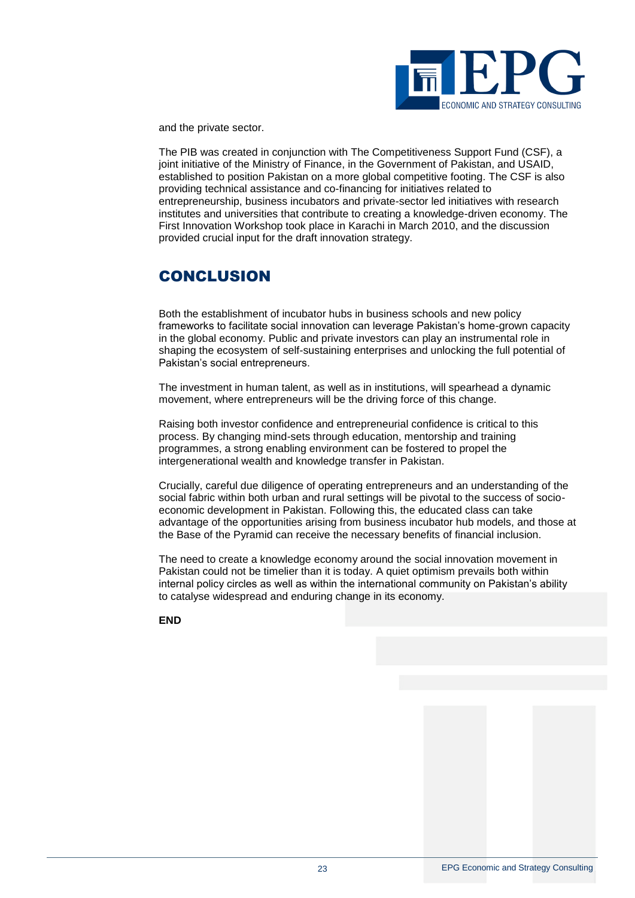and the private sector.

The PIB was created in conjunction with The Competitiveness Support Fund (CSF), a joint initiative of the Ministry of Finance, in the Government of Pakistan, and USAID, established to position Pakistan on a more global competitive footing. The CSF is also providing technical assistance and co-financing for initiatives related to entrepreneurship, business incubators and private-sector led initiatives with research institutes and universities that contribute to creating a knowledge-driven economy. The First Innovation Workshop took place in Karachi in March 2010, and the discussion provided crucial input for the draft innovation strategy.

## CONCLUSION

Both the establishment of incubator hubs in business schools and new policy frameworks to facilitate social innovation can leverage Pakistan's home-grown capacity in the global economy. Public and private investors can play an instrumental role in shaping the ecosystem of self-sustaining enterprises and unlocking the full potential of Pakistan's social entrepreneurs.

The investment in human talent, as well as in institutions, will spearhead a dynamic movement, where entrepreneurs will be the driving force of this change.

Raising both investor confidence and entrepreneurial confidence is critical to this process. By changing mind-sets through education, mentorship and training programmes, a strong enabling environment can be fostered to propel the intergenerational wealth and knowledge transfer in Pakistan.

Crucially, careful due diligence of operating entrepreneurs and an understanding of the social fabric within both urban and rural settings will be pivotal to the success of socio-economic development in Pakistan. Following this, the educated class can take advantage of the opportunities arising from business incubator hub models, and those at the Base of the Pyramid can receive the necessary benefits of financial inclusion.

The need to create a knowledge economy around the social innovation movement in Pakistan could not be timelier than it is today. A quiet optimism prevails both within internal policy circles as well as within the international community on Pakistan's ability to catalyse widespread and enduring change in its economy.

**END**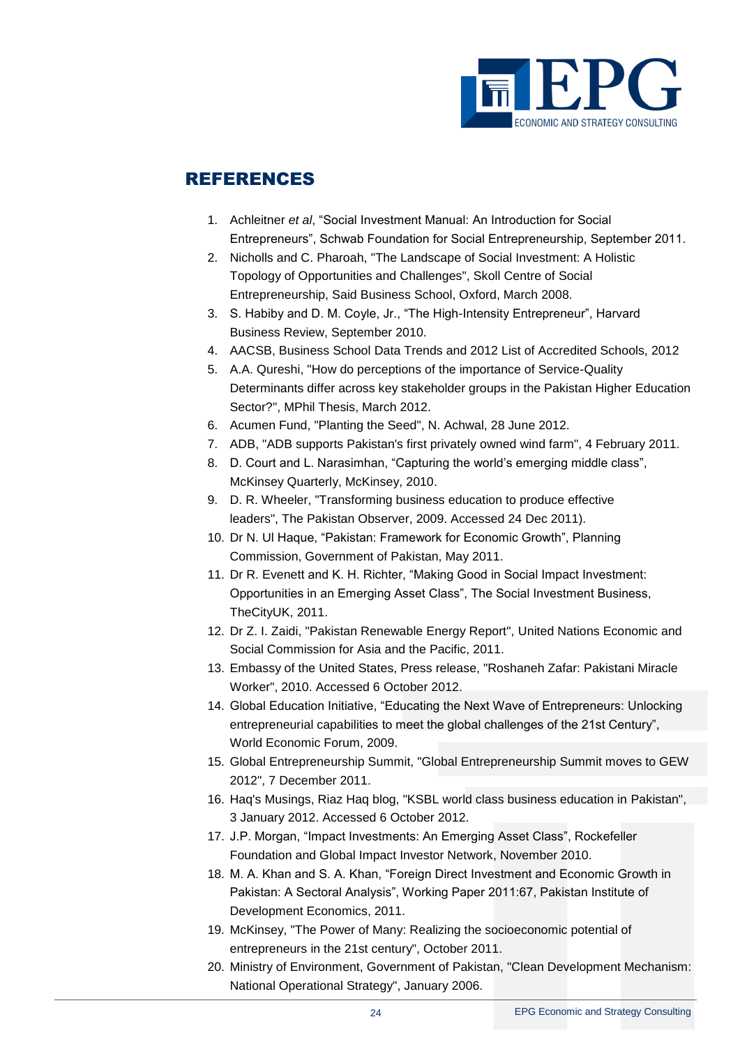# REFERENCES

1. Achleitner *et al*, “Social Investment Manual: An Introduction for Social Entrepreneurs”, Schwab Foundation for Social Entrepreneurship, September 2011.
2. Nicholls and C. Pharoah, "The Landscape of Social Investment: A Holistic Topology of Opportunities and Challenges", Skoll Centre of Social Entrepreneurship, Said Business School, Oxford, March 2008.
3. S. Habiby and D. M. Coyle, Jr., “The High-Intensity Entrepreneur”, Harvard Business Review, September 2010.
4. AACSB, Business School Data Trends and 2012 List of Accredited Schools, 2012
5. A.A. Qureshi, "How do perceptions of the importance of Service-Quality Determinants differ across key stakeholder groups in the Pakistan Higher Education Sector?", MPhil Thesis, March 2012.
6. Acumen Fund, "Planting the Seed", N. Achwal, 28 June 2012.
7. ADB, "ADB supports Pakistan's first privately owned wind farm", 4 February 2011.
8. D. Court and L. Narasimhan, “Capturing the world’s emerging middle class”, McKinsey Quarterly, McKinsey, 2010.
9. D. R. Wheeler, "Transforming business education to produce effective leaders", The Pakistan Observer, 2009. Accessed 24 Dec 2011).
10. Dr N. Ul Haque, “Pakistan: Framework for Economic Growth”, Planning Commission, Government of Pakistan, May 2011.
11. Dr R. Evenett and K. H. Richter, “Making Good in Social Impact Investment: Opportunities in an Emerging Asset Class”, The Social Investment Business, TheCityUK, 2011.
12. Dr Z. I. Zaidi, "Pakistan Renewable Energy Report", United Nations Economic and Social Commission for Asia and the Pacific, 2011.
13. Embassy of the United States, Press release, "Roshaneh Zafar: Pakistani Miracle Worker", 2010. Accessed 6 October 2012.
14. Global Education Initiative, “Educating the Next Wave of Entrepreneurs: Unlocking entrepreneurial capabilities to meet the global challenges of the 21st Century”, World Economic Forum, 2009.
15. Global Entrepreneurship Summit, "Global Entrepreneurship Summit moves to GEW 2012", 7 December 2011.
16. Haq's Musings, Riaz Haq blog, "KSBL world class business education in Pakistan", 3 January 2012. Accessed 6 October 2012.
17. J.P. Morgan, “Impact Investments: An Emerging Asset Class”, Rockefeller Foundation and Global Impact Investor Network, November 2010.
18. M. A. Khan and S. A. Khan, “Foreign Direct Investment and Economic Growth in Pakistan: A Sectoral Analysis”, Working Paper 2011:67, Pakistan Institute of Development Economics, 2011.
19. McKinsey, "The Power of Many: Realizing the socioeconomic potential of entrepreneurs in the 21st century", October 2011.
20. Ministry of Environment, Government of Pakistan, "Clean Development Mechanism: National Operational Strategy", January 2006.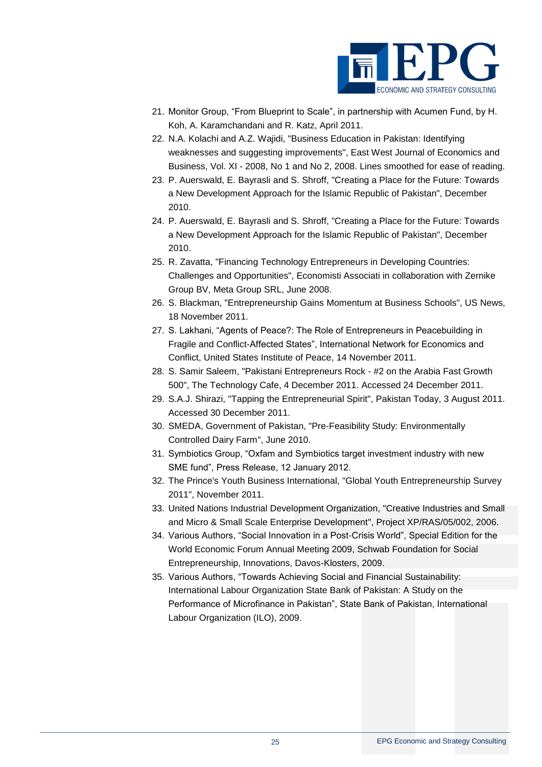21. Monitor Group, “From Blueprint to Scale”, in partnership with Acumen Fund, by H. Koh, A. Karamchandani and R. Katz, April 2011.
22. N.A. Kolachi and A.Z. Wajidi, "Business Education in Pakistan: Identifying weaknesses and suggesting improvements", East West Journal of Economics and Business, Vol. XI - 2008, No 1 and No 2, 2008. Lines smoothed for ease of reading.
23. P. Auerswald, E. Bayrasli and S. Shroff, "Creating a Place for the Future: Towards a New Development Approach for the Islamic Republic of Pakistan", December 2010.
24. P. Auerswald, E. Bayrasli and S. Shroff, "Creating a Place for the Future: Towards a New Development Approach for the Islamic Republic of Pakistan", December 2010.
25. R. Zavatta, "Financing Technology Entrepreneurs in Developing Countries: Challenges and Opportunities", Economisti Associati in collaboration with Zernike Group BV, Meta Group SRL, June 2008.
26. S. Blackman, "Entrepreneurship Gains Momentum at Business Schools", US News, 18 November 2011.
27. S. Lakhani, “Agents of Peace?: The Role of Entrepreneurs in Peacebuilding in Fragile and Conflict-Affected States”, International Network for Economics and Conflict, United States Institute of Peace, 14 November 2011.
28. S. Samir Saleem, "Pakistani Entrepreneurs Rock - #2 on the Arabia Fast Growth 500", The Technology Cafe, 4 December 2011. Accessed 24 December 2011.
29. S.A.J. Shirazi, "Tapping the Entrepreneurial Spirit", Pakistan Today, 3 August 2011. Accessed 30 December 2011.
30. SMEDA, Government of Pakistan, "Pre-Feasibility Study: Environmentally Controlled Dairy Farm", June 2010.
31. Symbiotics Group, “Oxfam and Symbiotics target investment industry with new SME fund”, Press Release, 12 January 2012.
32. The Prince's Youth Business International, "Global Youth Entrepreneurship Survey 2011", November 2011.
33. United Nations Industrial Development Organization, "Creative Industries and Small and Micro & Small Scale Enterprise Development", Project XP/RAS/05/002, 2006.
34. Various Authors, “Social Innovation in a Post-Crisis World”, Special Edition for the World Economic Forum Annual Meeting 2009, Schwab Foundation for Social Entrepreneurship, Innovations, Davos-Klosters, 2009.
35. Various Authors, “Towards Achieving Social and Financial Sustainability: International Labour Organization State Bank of Pakistan: A Study on the Performance of Microfinance in Pakistan”, State Bank of Pakistan, International Labour Organization (ILO), 2009.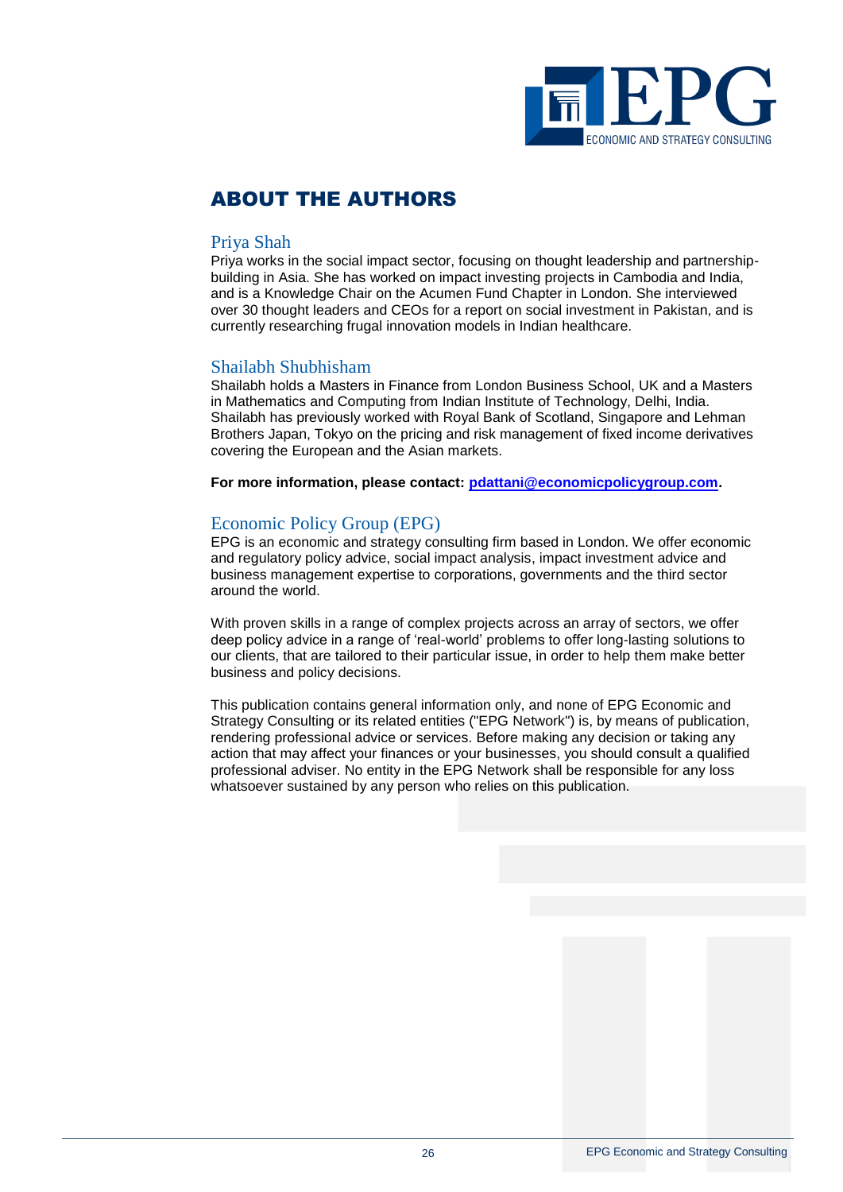# ABOUT THE AUTHORS

## Priya Shah

Priya works in the social impact sector, focusing on thought leadership and partnership-building in Asia. She has worked on impact investing projects in Cambodia and India, and is a Knowledge Chair on the Acumen Fund Chapter in London. She interviewed over 30 thought leaders and CEOs for a report on social investment in Pakistan, and is currently researching frugal innovation models in Indian healthcare.

## Shailabh Shubhisham

Shailabh holds a Masters in Finance from London Business School, UK and a Masters in Mathematics and Computing from Indian Institute of Technology, Delhi, India. Shailabh has previously worked with Royal Bank of Scotland, Singapore and Lehman Brothers Japan, Tokyo on the pricing and risk management of fixed income derivatives covering the European and the Asian markets.

**For more information, please contact: pdattani@economicpolicygroup.com.**

## Economic Policy Group (EPG)

EPG is an economic and strategy consulting firm based in London. We offer economic and regulatory policy advice, social impact analysis, impact investment advice and business management expertise to corporations, governments and the third sector around the world.

With proven skills in a range of complex projects across an array of sectors, we offer deep policy advice in a range of 'real-world' problems to offer long-lasting solutions to our clients, that are tailored to their particular issue, in order to help them make better business and policy decisions.

This publication contains general information only, and none of EPG Economic and Strategy Consulting or its related entities ("EPG Network") is, by means of publication, rendering professional advice or services. Before making any decision or taking any action that may affect your finances or your businesses, you should consult a qualified professional adviser. No entity in the EPG Network shall be responsible for any loss whatsoever sustained by any person who relies on this publication.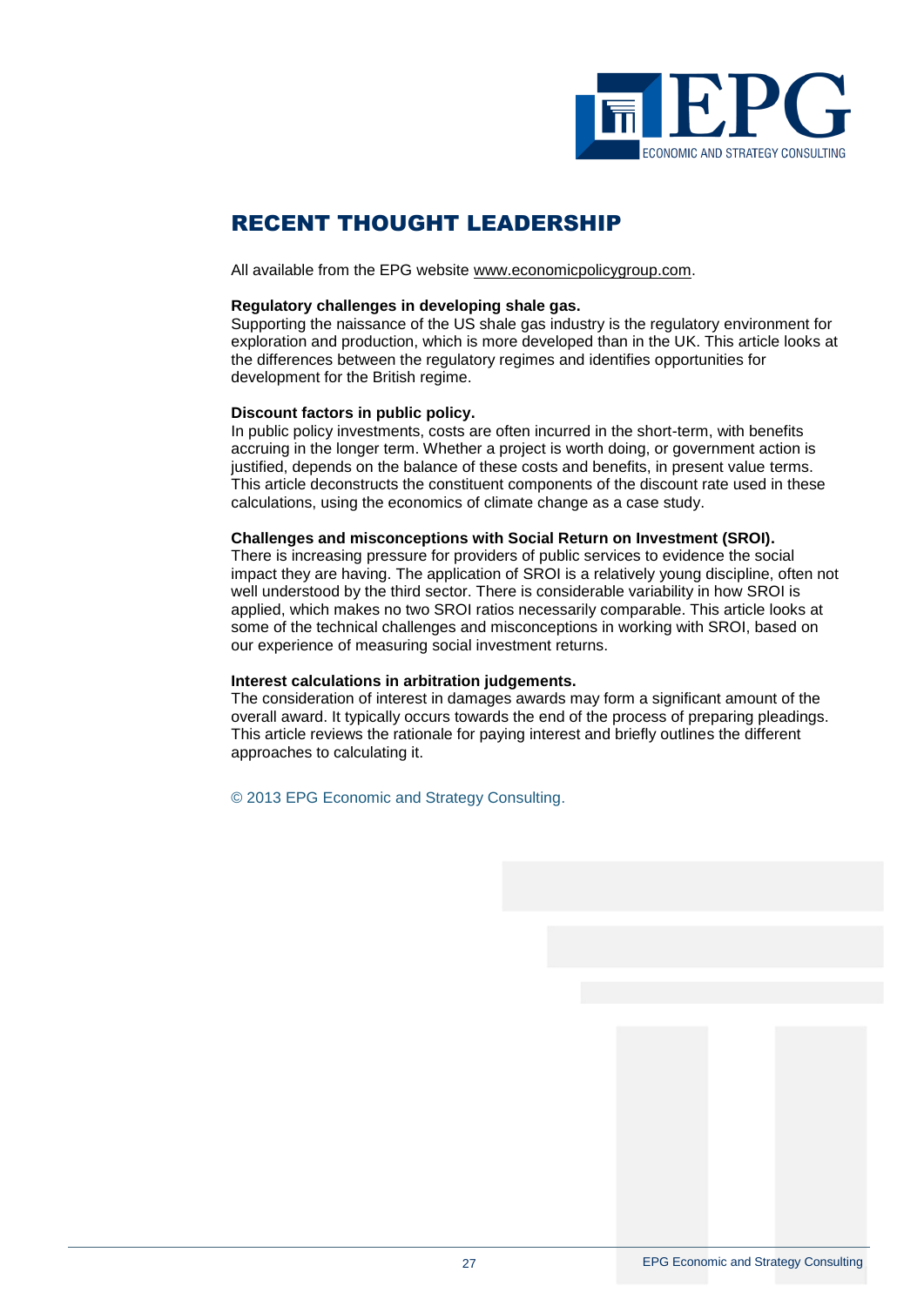## RECENT THOUGHT LEADERSHIP

All available from the EPG website www.economicpolicygroup.com.

**Regulatory challenges in developing shale gas.**
Supporting the naissance of the US shale gas industry is the regulatory environment for exploration and production, which is more developed than in the UK. This article looks at the differences between the regulatory regimes and identifies opportunities for development for the British regime.

**Discount factors in public policy.**
In public policy investments, costs are often incurred in the short-term, with benefits accruing in the longer term. Whether a project is worth doing, or government action is justified, depends on the balance of these costs and benefits, in present value terms. This article deconstructs the constituent components of the discount rate used in these calculations, using the economics of climate change as a case study.

**Challenges and misconceptions with Social Return on Investment (SROI).**
There is increasing pressure for providers of public services to evidence the social impact they are having. The application of SROI is a relatively young discipline, often not well understood by the third sector. There is considerable variability in how SROI is applied, which makes no two SROI ratios necessarily comparable. This article looks at some of the technical challenges and misconceptions in working with SROI, based on our experience of measuring social investment returns.

**Interest calculations in arbitration judgements.**
The consideration of interest in damages awards may form a significant amount of the overall award. It typically occurs towards the end of the process of preparing pleadings. This article reviews the rationale for paying interest and briefly outlines the different approaches to calculating it.

© 2013 EPG Economic and Strategy Consulting.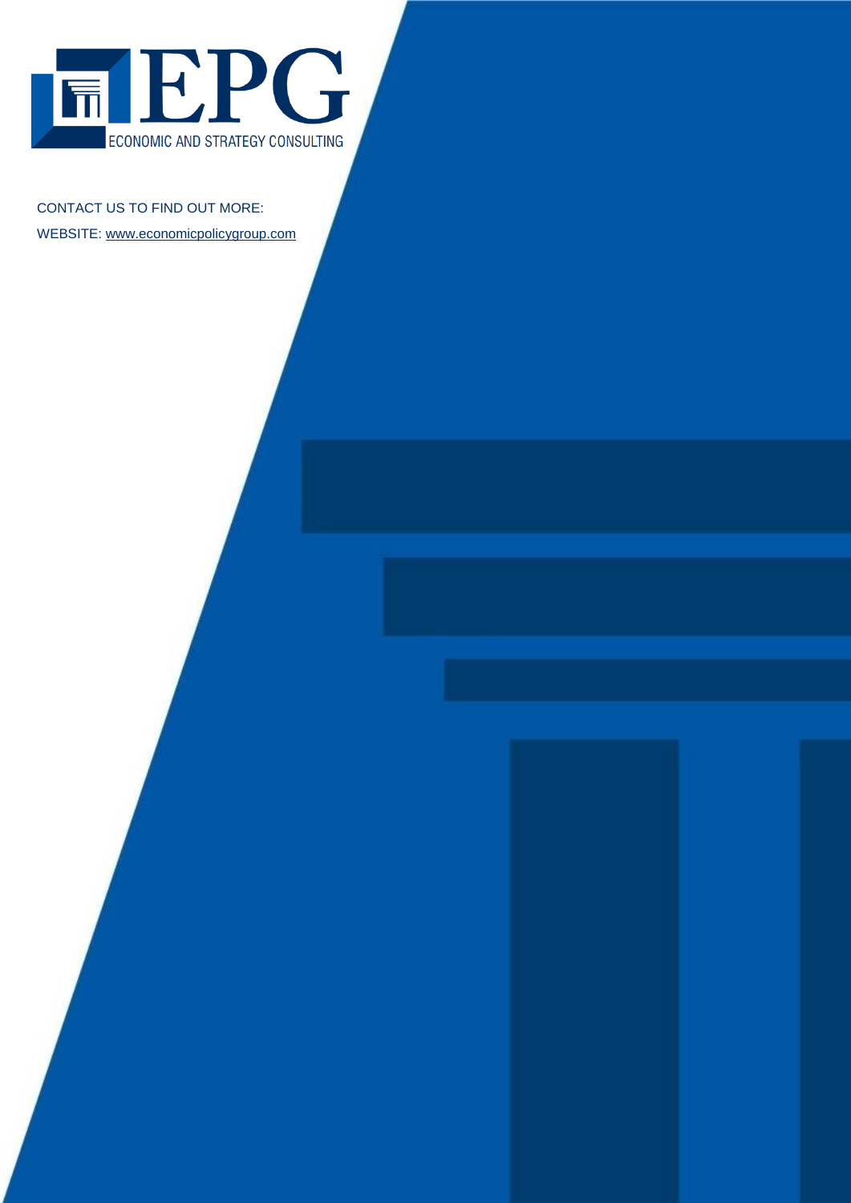EPG

ECONOMIC AND STRATEGY CONSULTING

CONTACT US TO FIND OUT MORE:

WEBSITE: www.economicpolicygroup.com